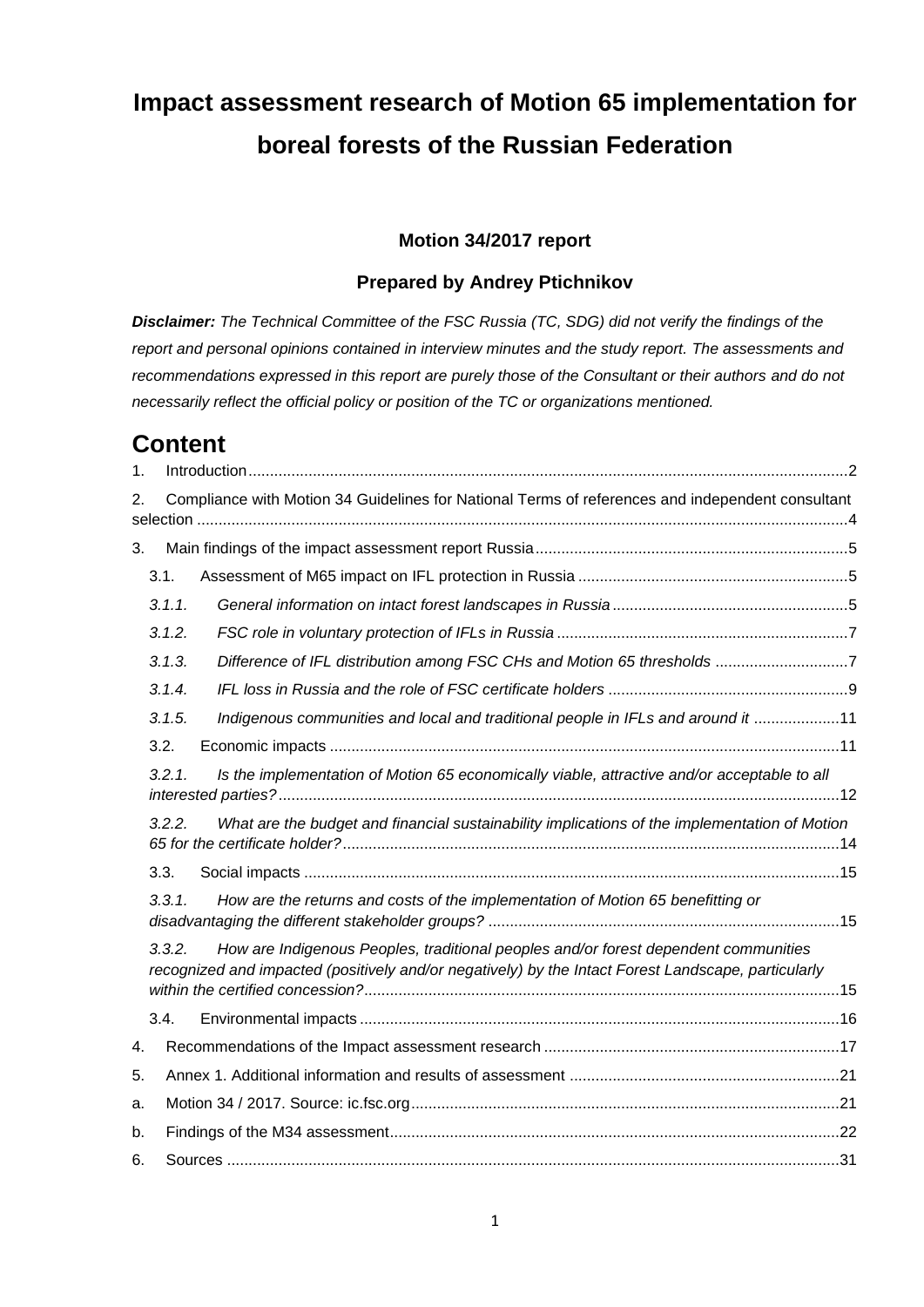# Impact assessment research of Motion 65 implementation for boreal forests of the Russian Federation

**Motion 34/2017 report**

**Prepared by Andrey Ptichnikov**

***Disclaimer:*** *The Technical Committee of the FSC Russia (TC, SDG) did not verify the findings of the report and personal opinions contained in interview minutes and the study report. The assessments and recommendations expressed in this report are purely those of the Consultant or their authors and do not necessarily reflect the official policy or position of the TC or organizations mentioned.*

## Content

1. Introduction ..... 2
2. Compliance with Motion 34 Guidelines for National Terms of references and independent consultant selection ..... 4
3. Main findings of the impact assessment report Russia ..... 5
   - 3.1. Assessment of M65 impact on IFL protection in Russia ..... 5
   - *3.1.1. General information on intact forest landscapes in Russia ..... 5*
   - *3.1.2. FSC role in voluntary protection of IFLs in Russia ..... 7*
   - *3.1.3. Difference of IFL distribution among FSC CHs and Motion 65 thresholds ..... 7*
   - *3.1.4. IFL loss in Russia and the role of FSC certificate holders ..... 9*
   - *3.1.5. Indigenous communities and local and traditional people in IFLs and around it ..... 11*
   - 3.2. Economic impacts ..... 11
   - *3.2.1. Is the implementation of Motion 65 economically viable, attractive and/or acceptable to all interested parties? ..... 12*
   - *3.2.2. What are the budget and financial sustainability implications of the implementation of Motion 65 for the certificate holder? ..... 14*
   - 3.3. Social impacts ..... 15
   - *3.3.1. How are the returns and costs of the implementation of Motion 65 benefitting or disadvantaging the different stakeholder groups? ..... 15*
   - *3.3.2. How are Indigenous Peoples, traditional peoples and/or forest dependent communities recognized and impacted (positively and/or negatively) by the Intact Forest Landscape, particularly within the certified concession? ..... 15*
   - 3.4. Environmental impacts ..... 16
4. Recommendations of the Impact assessment research ..... 17
5. Annex 1. Additional information and results of assessment ..... 21
   - a. Motion 34 / 2017. Source: ic.fsc.org ..... 21
   - b. Findings of the M34 assessment ..... 22
6. Sources ..... 31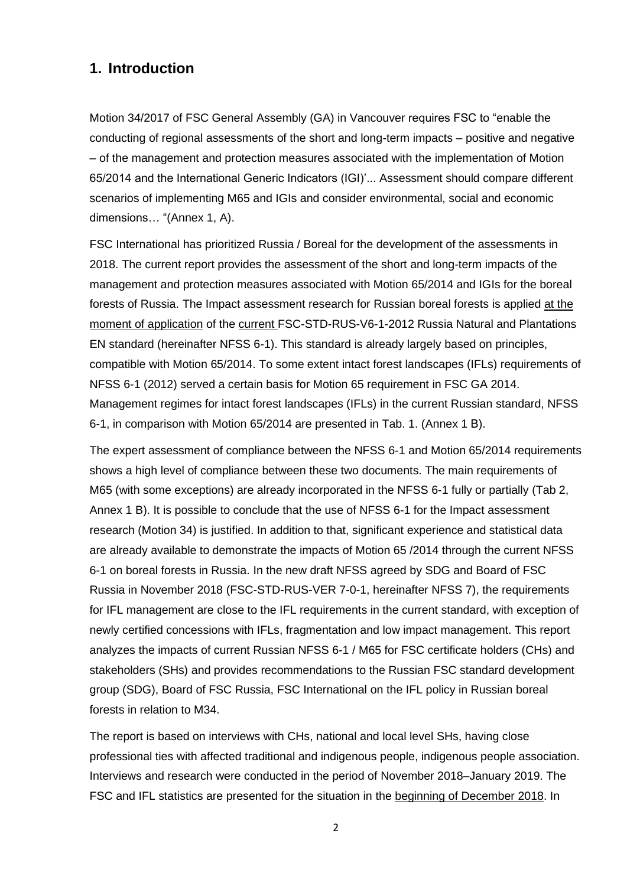## 1. Introduction

Motion 34/2017 of FSC General Assembly (GA) in Vancouver requires FSC to "enable the conducting of regional assessments of the short and long-term impacts – positive and negative – of the management and protection measures associated with the implementation of Motion 65/2014 and the International Generic Indicators (IGI)'... Assessment should compare different scenarios of implementing M65 and IGIs and consider environmental, social and economic dimensions… "(Annex 1, A).

FSC International has prioritized Russia / Boreal for the development of the assessments in 2018. The current report provides the assessment of the short and long-term impacts of the management and protection measures associated with Motion 65/2014 and IGIs for the boreal forests of Russia. The Impact assessment research for Russian boreal forests is applied at the moment of application of the current FSC-STD-RUS-V6-1-2012 Russia Natural and Plantations EN standard (hereinafter NFSS 6-1). This standard is already largely based on principles, compatible with Motion 65/2014. To some extent intact forest landscapes (IFLs) requirements of NFSS 6-1 (2012) served a certain basis for Motion 65 requirement in FSC GA 2014. Management regimes for intact forest landscapes (IFLs) in the current Russian standard, NFSS 6-1, in comparison with Motion 65/2014 are presented in Tab. 1. (Annex 1 B).

The expert assessment of compliance between the NFSS 6-1 and Motion 65/2014 requirements shows a high level of compliance between these two documents. The main requirements of M65 (with some exceptions) are already incorporated in the NFSS 6-1 fully or partially (Tab 2, Annex 1 B). It is possible to conclude that the use of NFSS 6-1 for the Impact assessment research (Motion 34) is justified. In addition to that, significant experience and statistical data are already available to demonstrate the impacts of Motion 65 /2014 through the current NFSS 6-1 on boreal forests in Russia. In the new draft NFSS agreed by SDG and Board of FSC Russia in November 2018 (FSC-STD-RUS-VER 7-0-1, hereinafter NFSS 7), the requirements for IFL management are close to the IFL requirements in the current standard, with exception of newly certified concessions with IFLs, fragmentation and low impact management. This report analyzes the impacts of current Russian NFSS 6-1 / M65 for FSC certificate holders (CHs) and stakeholders (SHs) and provides recommendations to the Russian FSC standard development group (SDG), Board of FSC Russia, FSC International on the IFL policy in Russian boreal forests in relation to M34.

The report is based on interviews with CHs, national and local level SHs, having close professional ties with affected traditional and indigenous people, indigenous people association. Interviews and research were conducted in the period of November 2018–January 2019. The FSC and IFL statistics are presented for the situation in the beginning of December 2018. In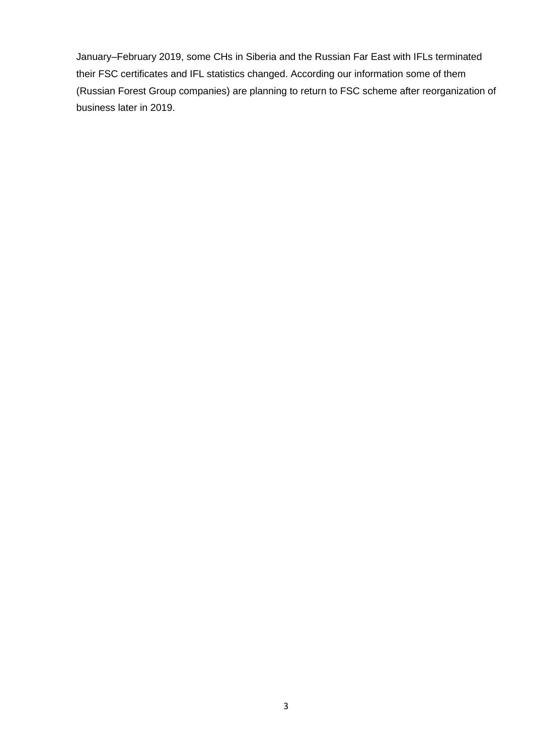January–February 2019, some CHs in Siberia and the Russian Far East with IFLs terminated their FSC certificates and IFL statistics changed. According our information some of them (Russian Forest Group companies) are planning to return to FSC scheme after reorganization of business later in 2019.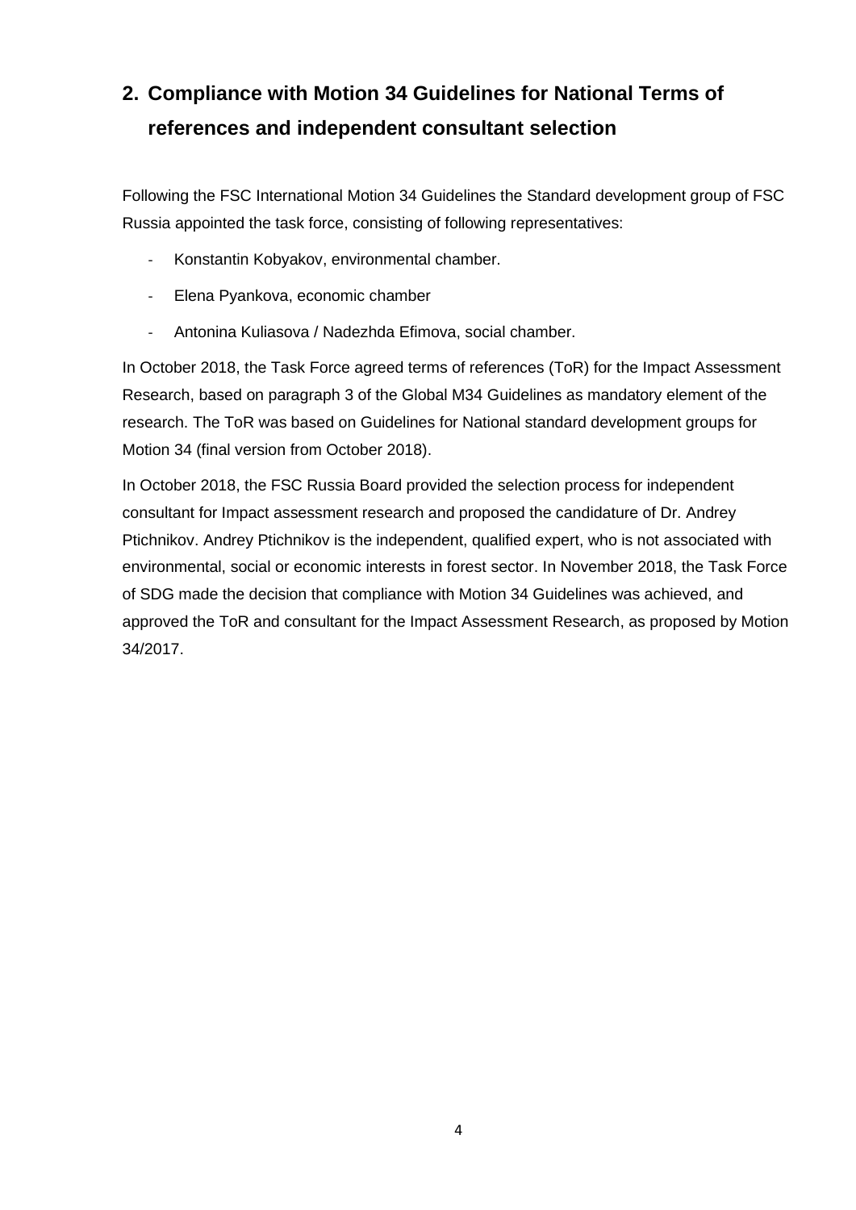## 2. Compliance with Motion 34 Guidelines for National Terms of references and independent consultant selection

Following the FSC International Motion 34 Guidelines the Standard development group of FSC Russia appointed the task force, consisting of following representatives:

- Konstantin Kobyakov, environmental chamber.
- Elena Pyankova, economic chamber
- Antonina Kuliasova / Nadezhda Efimova, social chamber.

In October 2018, the Task Force agreed terms of references (ToR) for the Impact Assessment Research, based on paragraph 3 of the Global M34 Guidelines as mandatory element of the research. The ToR was based on Guidelines for National standard development groups for Motion 34 (final version from October 2018).

In October 2018, the FSC Russia Board provided the selection process for independent consultant for Impact assessment research and proposed the candidature of Dr. Andrey Ptichnikov. Andrey Ptichnikov is the independent, qualified expert, who is not associated with environmental, social or economic interests in forest sector. In November 2018, the Task Force of SDG made the decision that compliance with Motion 34 Guidelines was achieved, and approved the ToR and consultant for the Impact Assessment Research, as proposed by Motion 34/2017.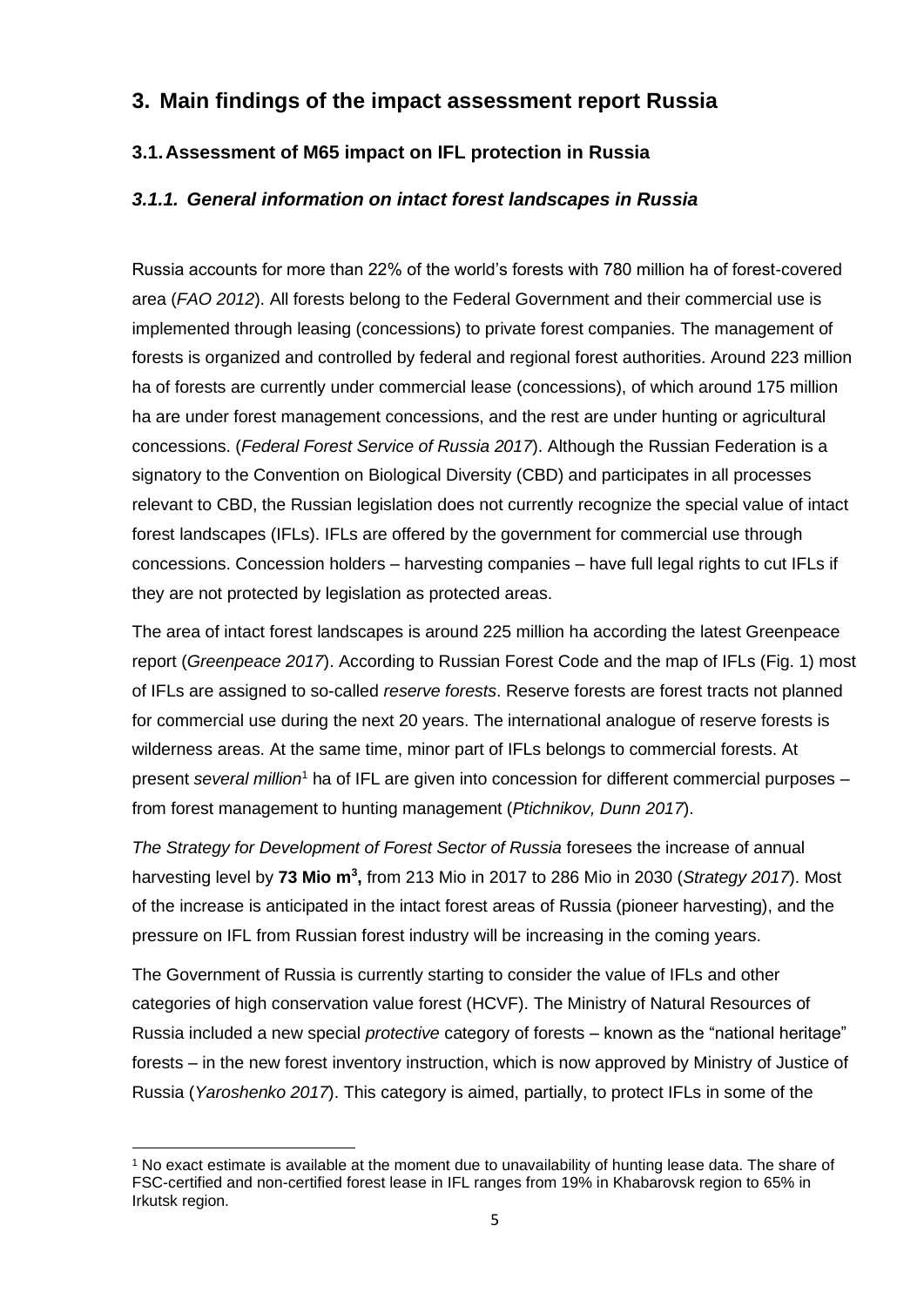# 3. Main findings of the impact assessment report Russia

## 3.1. Assessment of M65 impact on IFL protection in Russia

### *3.1.1. General information on intact forest landscapes in Russia*

Russia accounts for more than 22% of the world's forests with 780 million ha of forest-covered area (*FAO 2012*). All forests belong to the Federal Government and their commercial use is implemented through leasing (concessions) to private forest companies. The management of forests is organized and controlled by federal and regional forest authorities. Around 223 million ha of forests are currently under commercial lease (concessions), of which around 175 million ha are under forest management concessions, and the rest are under hunting or agricultural concessions. (*Federal Forest Service of Russia 2017*). Although the Russian Federation is a signatory to the Convention on Biological Diversity (CBD) and participates in all processes relevant to CBD, the Russian legislation does not currently recognize the special value of intact forest landscapes (IFLs). IFLs are offered by the government for commercial use through concessions. Concession holders – harvesting companies – have full legal rights to cut IFLs if they are not protected by legislation as protected areas.

The area of intact forest landscapes is around 225 million ha according the latest Greenpeace report (*Greenpeace 2017*). According to Russian Forest Code and the map of IFLs (Fig. 1) most of IFLs are assigned to so-called *reserve forests*. Reserve forests are forest tracts not planned for commercial use during the next 20 years. The international analogue of reserve forests is wilderness areas. At the same time, minor part of IFLs belongs to commercial forests. At present *several million*[1] ha of IFL are given into concession for different commercial purposes – from forest management to hunting management (*Ptichnikov, Dunn 2017*).

*The Strategy for Development of Forest Sector of Russia* foresees the increase of annual harvesting level by **73 Mio $m^3$,** from 213 Mio in 2017 to 286 Mio in 2030 (*Strategy 2017*). Most of the increase is anticipated in the intact forest areas of Russia (pioneer harvesting), and the pressure on IFL from Russian forest industry will be increasing in the coming years.

The Government of Russia is currently starting to consider the value of IFLs and other categories of high conservation value forest (HCVF). The Ministry of Natural Resources of Russia included a new special *protective* category of forests – known as the "national heritage" forests – in the new forest inventory instruction, which is now approved by Ministry of Justice of Russia (*Yaroshenko 2017*). This category is aimed, partially, to protect IFLs in some of the

[1] No exact estimate is available at the moment due to unavailability of hunting lease data. The share of FSC-certified and non-certified forest lease in IFL ranges from 19% in Khabarovsk region to 65% in Irkutsk region.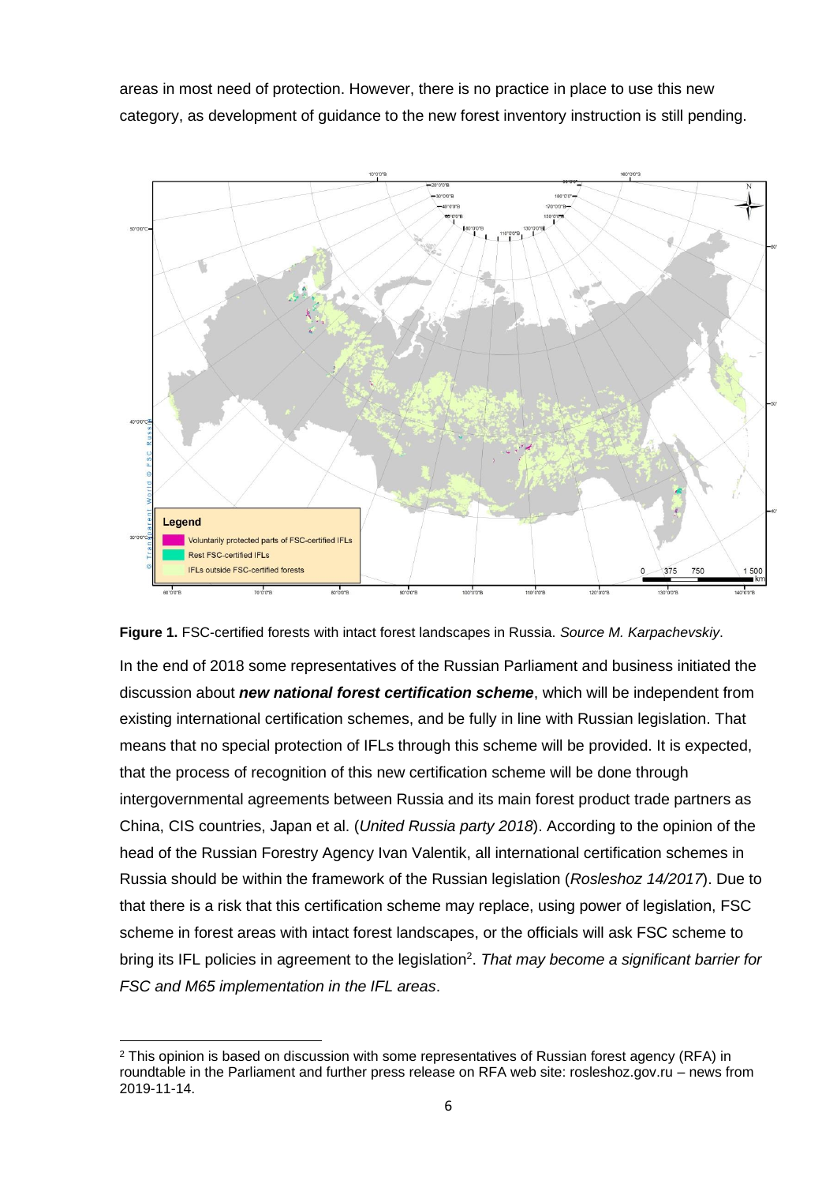areas in most need of protection. However, there is no practice in place to use this new category, as development of guidance to the new forest inventory instruction is still pending.

**Figure 1.** FSC-certified forests with intact forest landscapes in Russia. *Source M. Karpachevskiy*.

In the end of 2018 some representatives of the Russian Parliament and business initiated the discussion about ***new national forest certification scheme***, which will be independent from existing international certification schemes, and be fully in line with Russian legislation. That means that no special protection of IFLs through this scheme will be provided. It is expected, that the process of recognition of this new certification scheme will be done through intergovernmental agreements between Russia and its main forest product trade partners as China, CIS countries, Japan et al. (*United Russia party 2018*). According to the opinion of the head of the Russian Forestry Agency Ivan Valentik, all international certification schemes in Russia should be within the framework of the Russian legislation (*Rosleshoz 14/2017*). Due to that there is a risk that this certification scheme may replace, using power of legislation, FSC scheme in forest areas with intact forest landscapes, or the officials will ask FSC scheme to bring its IFL policies in agreement to the legislation[2]. *That may become a significant barrier for FSC and M65 implementation in the IFL areas*.

[2] This opinion is based on discussion with some representatives of Russian forest agency (RFA) in roundtable in the Parliament and further press release on RFA web site: rosleshoz.gov.ru – news from 2019-11-14.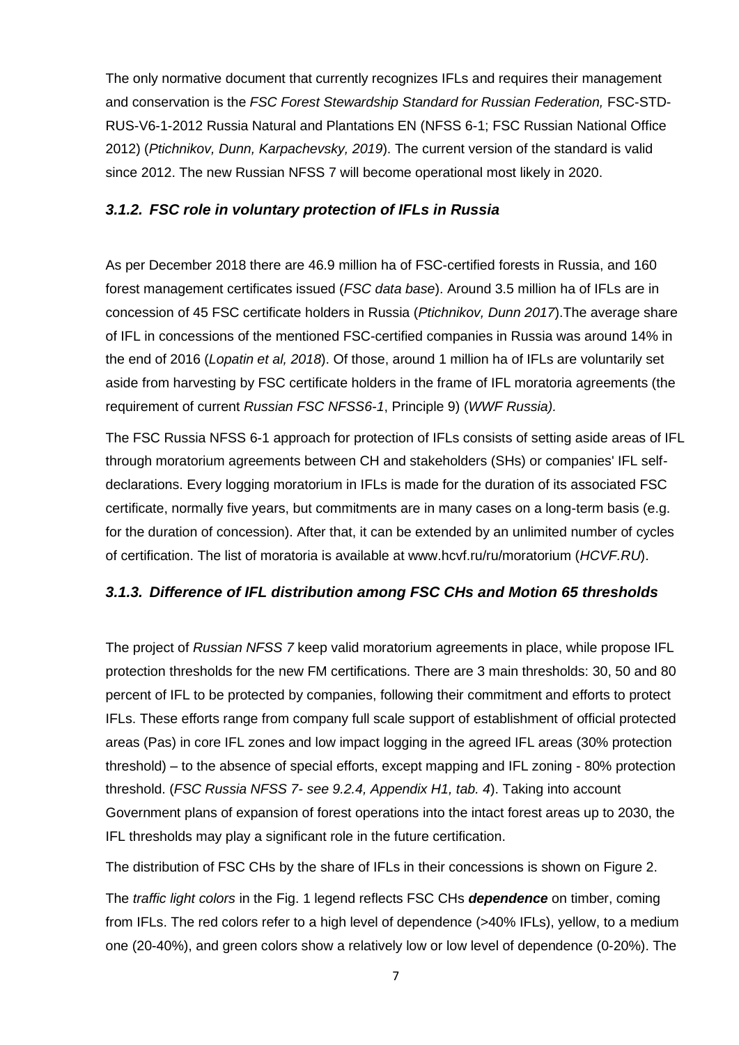The only normative document that currently recognizes IFLs and requires their management and conservation is the *FSC Forest Stewardship Standard for Russian Federation,* FSC-STD-RUS-V6-1-2012 Russia Natural and Plantations EN (NFSS 6-1; FSC Russian National Office 2012) (*Ptichnikov, Dunn, Karpachevsky, 2019*). The current version of the standard is valid since 2012. The new Russian NFSS 7 will become operational most likely in 2020.

### *3.1.2. FSC role in voluntary protection of IFLs in Russia*

As per December 2018 there are 46.9 million ha of FSC-certified forests in Russia, and 160 forest management certificates issued (*FSC data base*). Around 3.5 million ha of IFLs are in concession of 45 FSC certificate holders in Russia (*Ptichnikov, Dunn 2017*).The average share of IFL in concessions of the mentioned FSC-certified companies in Russia was around 14% in the end of 2016 (*Lopatin et al, 2018*). Of those, around 1 million ha of IFLs are voluntarily set aside from harvesting by FSC certificate holders in the frame of IFL moratoria agreements (the requirement of current *Russian FSC NFSS6-1*, Principle 9) (*WWF Russia).*

The FSC Russia NFSS 6-1 approach for protection of IFLs consists of setting aside areas of IFL through moratorium agreements between CH and stakeholders (SHs) or companies' IFL self-declarations. Every logging moratorium in IFLs is made for the duration of its associated FSC certificate, normally five years, but commitments are in many cases on a long-term basis (e.g. for the duration of concession). After that, it can be extended by an unlimited number of cycles of certification. The list of moratoria is available at www.hcvf.ru/ru/moratorium (*HCVF.RU*).

### *3.1.3. Difference of IFL distribution among FSC CHs and Motion 65 thresholds*

The project of *Russian NFSS 7* keep valid moratorium agreements in place, while propose IFL protection thresholds for the new FM certifications. There are 3 main thresholds: 30, 50 and 80 percent of IFL to be protected by companies, following their commitment and efforts to protect IFLs. These efforts range from company full scale support of establishment of official protected areas (Pas) in core IFL zones and low impact logging in the agreed IFL areas (30% protection threshold) – to the absence of special efforts, except mapping and IFL zoning - 80% protection threshold. (*FSC Russia NFSS 7- see 9.2.4, Appendix H1, tab. 4*). Taking into account Government plans of expansion of forest operations into the intact forest areas up to 2030, the IFL thresholds may play a significant role in the future certification.

The distribution of FSC CHs by the share of IFLs in their concessions is shown on Figure 2.

The *traffic light colors* in the Fig. 1 legend reflects FSC CHs ***dependence*** on timber, coming from IFLs. The red colors refer to a high level of dependence (>40% IFLs), yellow, to a medium one (20-40%), and green colors show a relatively low or low level of dependence (0-20%). The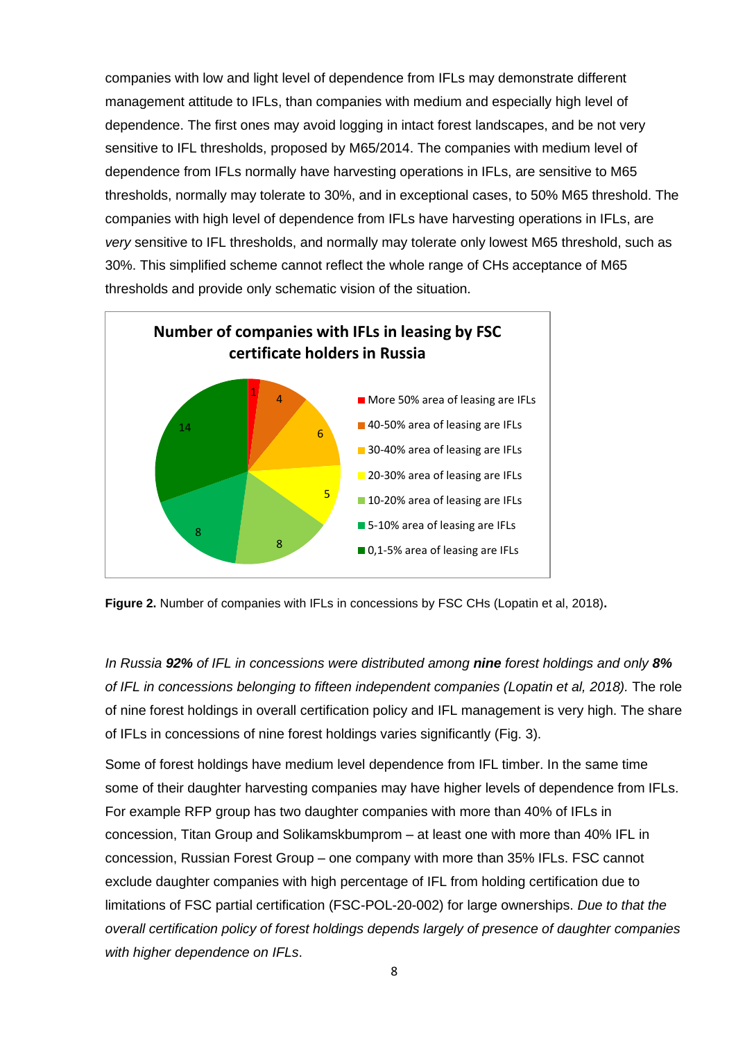companies with low and light level of dependence from IFLs may demonstrate different management attitude to IFLs, than companies with medium and especially high level of dependence. The first ones may avoid logging in intact forest landscapes, and be not very sensitive to IFL thresholds, proposed by M65/2014. The companies with medium level of dependence from IFLs normally have harvesting operations in IFLs, are sensitive to M65 thresholds, normally may tolerate to 30%, and in exceptional cases, to 50% M65 threshold. The companies with high level of dependence from IFLs have harvesting operations in IFLs, are *very* sensitive to IFL thresholds, and normally may tolerate only lowest M65 threshold, such as 30%. This simplified scheme cannot reflect the whole range of CHs acceptance of M65 thresholds and provide only schematic vision of the situation.

**Number of companies with IFLs in leasing by FSC certificate holders in Russia**

| Category | Number of companies |
|---|---|
| More 50% area of leasing are IFLs | 1 |
| 40-50% area of leasing are IFLs | 4 |
| 30-40% area of leasing are IFLs | 6 |
| 20-30% area of leasing are IFLs | 5 |
| 10-20% area of leasing are IFLs | 8 |
| 5-10% area of leasing are IFLs | 8 |
| 0,1-5% area of leasing are IFLs | 14 |

**Figure 2.** Number of companies with IFLs in concessions by FSC CHs (Lopatin et al, 2018)**.**

*In Russia **92%** of IFL in concessions were distributed among **nine** forest holdings and only **8%** of IFL in concessions belonging to fifteen independent companies (Lopatin et al, 2018).* The role of nine forest holdings in overall certification policy and IFL management is very high. The share of IFLs in concessions of nine forest holdings varies significantly (Fig. 3).

Some of forest holdings have medium level dependence from IFL timber. In the same time some of their daughter harvesting companies may have higher levels of dependence from IFLs. For example RFP group has two daughter companies with more than 40% of IFLs in concession, Titan Group and Solikamskbumprom – at least one with more than 40% IFL in concession, Russian Forest Group – one company with more than 35% IFLs. FSC cannot exclude daughter companies with high percentage of IFL from holding certification due to limitations of FSC partial certification (FSC-POL-20-002) for large ownerships. *Due to that the overall certification policy of forest holdings depends largely of presence of daughter companies with higher dependence on IFLs*.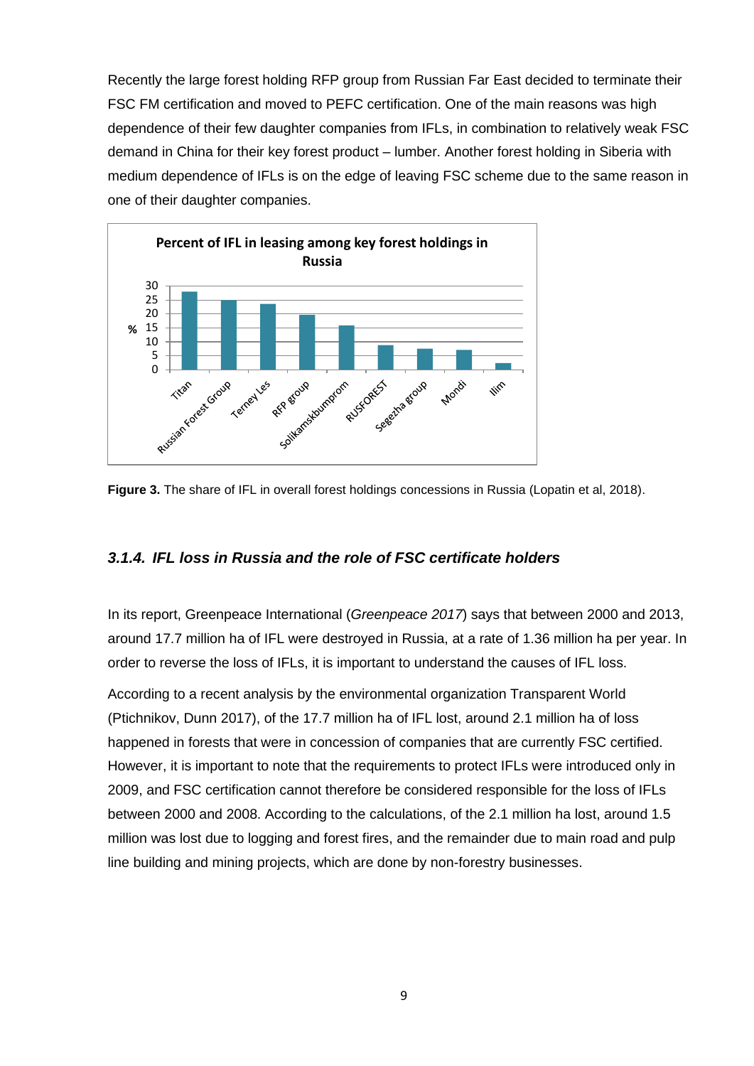Recently the large forest holding RFP group from Russian Far East decided to terminate their FSC FM certification and moved to PEFC certification. One of the main reasons was high dependence of their few daughter companies from IFLs, in combination to relatively weak FSC demand in China for their key forest product – lumber. Another forest holding in Siberia with medium dependence of IFLs is on the edge of leaving FSC scheme due to the same reason in one of their daughter companies.

**Figure 3.** The share of IFL in overall forest holdings concessions in Russia (Lopatin et al, 2018).

### *3.1.4. IFL loss in Russia and the role of FSC certificate holders*

In its report, Greenpeace International (*Greenpeace 2017*) says that between 2000 and 2013, around 17.7 million ha of IFL were destroyed in Russia, at a rate of 1.36 million ha per year. In order to reverse the loss of IFLs, it is important to understand the causes of IFL loss.

According to a recent analysis by the environmental organization Transparent World (Ptichnikov, Dunn 2017), of the 17.7 million ha of IFL lost, around 2.1 million ha of loss happened in forests that were in concession of companies that are currently FSC certified. However, it is important to note that the requirements to protect IFLs were introduced only in 2009, and FSC certification cannot therefore be considered responsible for the loss of IFLs between 2000 and 2008. According to the calculations, of the 2.1 million ha lost, around 1.5 million was lost due to logging and forest fires, and the remainder due to main road and pulp line building and mining projects, which are done by non-forestry businesses.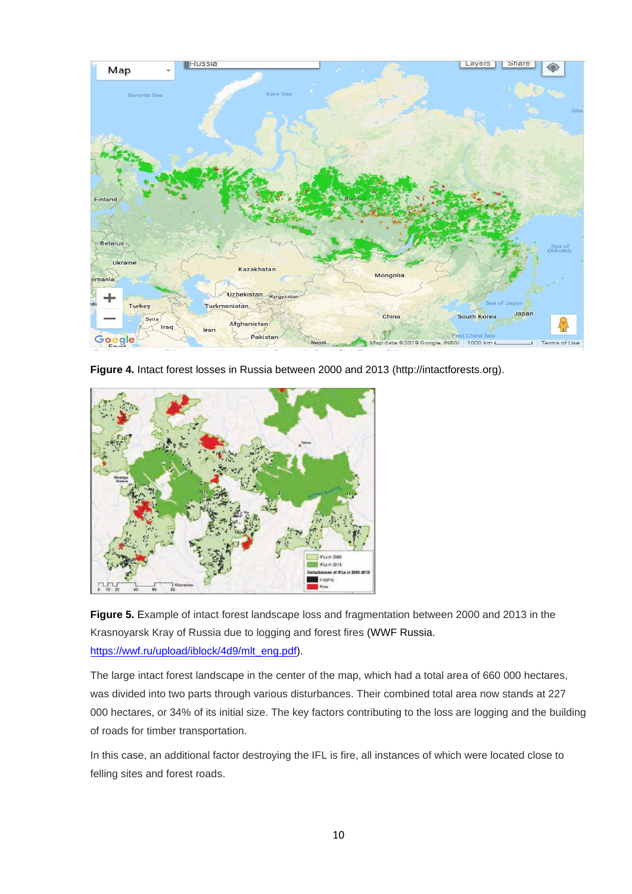**Figure 4.** Intact forest losses in Russia between 2000 and 2013 (http://intactforests.org).

**Figure 5.** Example of intact forest landscape loss and fragmentation between 2000 and 2013 in the Krasnoyarsk Kray of Russia due to logging and forest fires (WWF Russia. https://wwf.ru/upload/iblock/4d9/mlt_eng.pdf).

The large intact forest landscape in the center of the map, which had a total area of 660 000 hectares, was divided into two parts through various disturbances. Their combined total area now stands at 227 000 hectares, or 34% of its initial size. The key factors contributing to the loss are logging and the building of roads for timber transportation.

In this case, an additional factor destroying the IFL is fire, all instances of which were located close to felling sites and forest roads.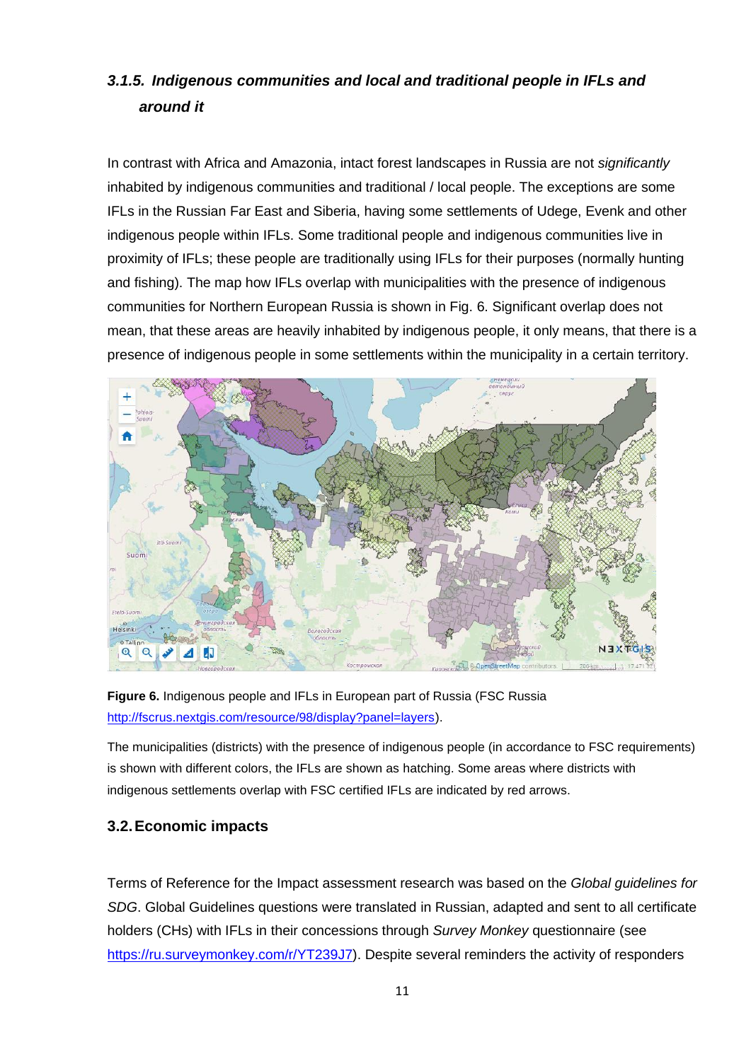### *3.1.5. Indigenous communities and local and traditional people in IFLs and around it*

In contrast with Africa and Amazonia, intact forest landscapes in Russia are not *significantly* inhabited by indigenous communities and traditional / local people. The exceptions are some IFLs in the Russian Far East and Siberia, having some settlements of Udege, Evenk and other indigenous people within IFLs. Some traditional people and indigenous communities live in proximity of IFLs; these people are traditionally using IFLs for their purposes (normally hunting and fishing). The map how IFLs overlap with municipalities with the presence of indigenous communities for Northern European Russia is shown in Fig. 6. Significant overlap does not mean, that these areas are heavily inhabited by indigenous people, it only means, that there is a presence of indigenous people in some settlements within the municipality in a certain territory.

**Figure 6.** Indigenous people and IFLs in European part of Russia (FSC Russia http://fscrus.nextgis.com/resource/98/display?panel=layers).

The municipalities (districts) with the presence of indigenous people (in accordance to FSC requirements) is shown with different colors, the IFLs are shown as hatching. Some areas where districts with indigenous settlements overlap with FSC certified IFLs are indicated by red arrows.

## 3.2. Economic impacts

Terms of Reference for the Impact assessment research was based on the *Global guidelines for SDG*. Global Guidelines questions were translated in Russian, adapted and sent to all certificate holders (CHs) with IFLs in their concessions through *Survey Monkey* questionnaire (see https://ru.surveymonkey.com/r/YT239J7). Despite several reminders the activity of responders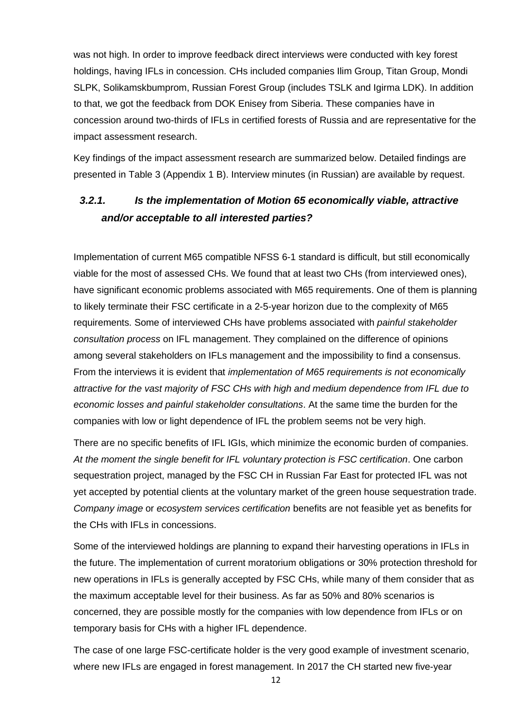was not high. In order to improve feedback direct interviews were conducted with key forest holdings, having IFLs in concession. CHs included companies Ilim Group, Titan Group, Mondi SLPK, Solikamskbumprom, Russian Forest Group (includes TSLK and Igirma LDK). In addition to that, we got the feedback from DOK Enisey from Siberia. These companies have in concession around two-thirds of IFLs in certified forests of Russia and are representative for the impact assessment research.

Key findings of the impact assessment research are summarized below. Detailed findings are presented in Table 3 (Appendix 1 B). Interview minutes (in Russian) are available by request.

### *3.2.1. Is the implementation of Motion 65 economically viable, attractive and/or acceptable to all interested parties?*

Implementation of current M65 compatible NFSS 6-1 standard is difficult, but still economically viable for the most of assessed CHs. We found that at least two CHs (from interviewed ones), have significant economic problems associated with M65 requirements. One of them is planning to likely terminate their FSC certificate in a 2-5-year horizon due to the complexity of M65 requirements. Some of interviewed CHs have problems associated with *painful stakeholder consultation process* on IFL management. They complained on the difference of opinions among several stakeholders on IFLs management and the impossibility to find a consensus. From the interviews it is evident that *implementation of M65 requirements is not economically attractive for the vast majority of FSC CHs with high and medium dependence from IFL due to economic losses and painful stakeholder consultations*. At the same time the burden for the companies with low or light dependence of IFL the problem seems not be very high.

There are no specific benefits of IFL IGIs, which minimize the economic burden of companies. *At the moment the single benefit for IFL voluntary protection is FSC certification*. One carbon sequestration project, managed by the FSC CH in Russian Far East for protected IFL was not yet accepted by potential clients at the voluntary market of the green house sequestration trade. *Company image* or *ecosystem services certification* benefits are not feasible yet as benefits for the CHs with IFLs in concessions.

Some of the interviewed holdings are planning to expand their harvesting operations in IFLs in the future. The implementation of current moratorium obligations or 30% protection threshold for new operations in IFLs is generally accepted by FSC CHs, while many of them consider that as the maximum acceptable level for their business. As far as 50% and 80% scenarios is concerned, they are possible mostly for the companies with low dependence from IFLs or on temporary basis for CHs with a higher IFL dependence.

The case of one large FSC-certificate holder is the very good example of investment scenario, where new IFLs are engaged in forest management. In 2017 the CH started new five-year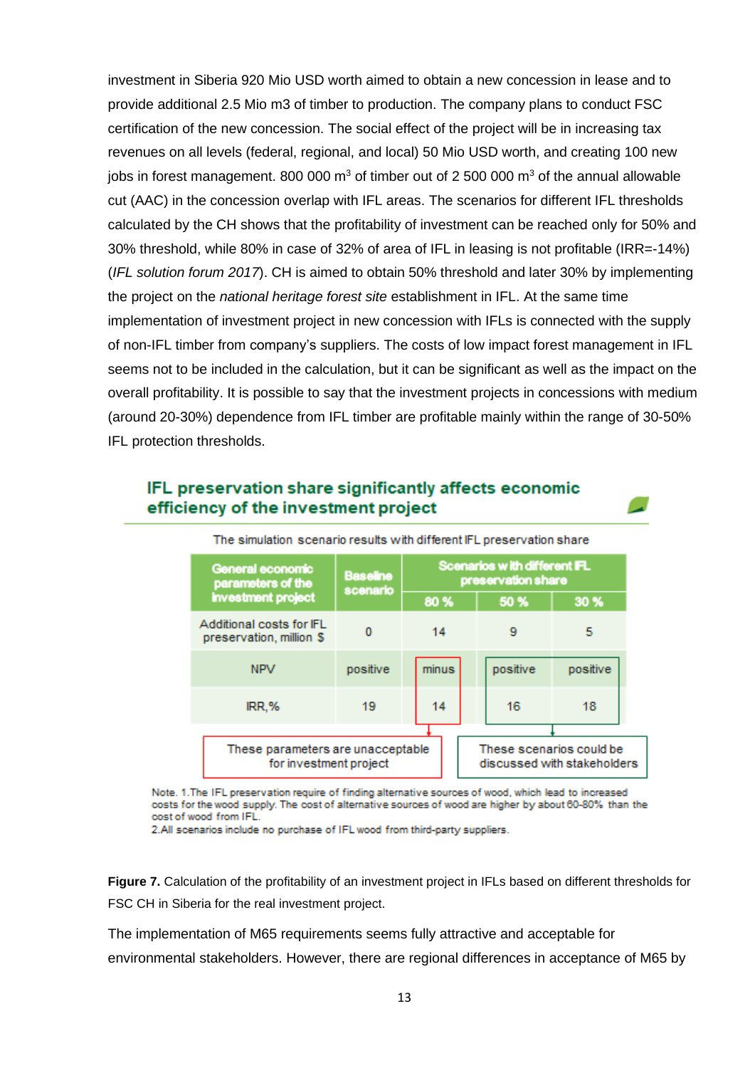investment in Siberia 920 Mio USD worth aimed to obtain a new concession in lease and to provide additional 2.5 Mio m3 of timber to production. The company plans to conduct FSC certification of the new concession. The social effect of the project will be in increasing tax revenues on all levels (federal, regional, and local) 50 Mio USD worth, and creating 100 new jobs in forest management. 800 000 $m^3$ of timber out of 2 500 000 $m^3$ of the annual allowable cut (AAC) in the concession overlap with IFL areas. The scenarios for different IFL thresholds calculated by the CH shows that the profitability of investment can be reached only for 50% and 30% threshold, while 80% in case of 32% of area of IFL in leasing is not profitable (IRR=-14%) (*IFL solution forum 2017*). CH is aimed to obtain 50% threshold and later 30% by implementing the project on the *national heritage forest site* establishment in IFL. At the same time implementation of investment project in new concession with IFLs is connected with the supply of non-IFL timber from company's suppliers. The costs of low impact forest management in IFL seems not to be included in the calculation, but it can be significant as well as the impact on the overall profitability. It is possible to say that the investment projects in concessions with medium (around 20-30%) dependence from IFL timber are profitable mainly within the range of 30-50% IFL protection thresholds.

**IFL preservation share significantly affects economic efficiency of the investment project**

The simulation scenario results with different IFL preservation share

| General economic parameters of the investment project | Baseline scenario | Scenarios with different IFL preservation share | | |
|---|---|---|---|---|
| | | 80 % | 50 % | 30 % |
| Additional costs for IFL preservation, million $ | 0 | 14 | 9 | 5 |
| NPV | positive | minus | positive | positive |
| IRR, % | 19 | 14 | 16 | 18 |

These parameters are unacceptable for investment project (80 %)

These scenarios could be discussed with stakeholders (50 %, 30 %)

Note. 1.The IFL preservation require of finding alternative sources of wood, which lead to increased costs for the wood supply. The cost of alternative sources of wood are higher by about 60-80% than the cost of wood from IFL.
2.All scenarios include no purchase of IFL wood from third-party suppliers.

**Figure 7.** Calculation of the profitability of an investment project in IFLs based on different thresholds for FSC CH in Siberia for the real investment project.

The implementation of M65 requirements seems fully attractive and acceptable for environmental stakeholders. However, there are regional differences in acceptance of M65 by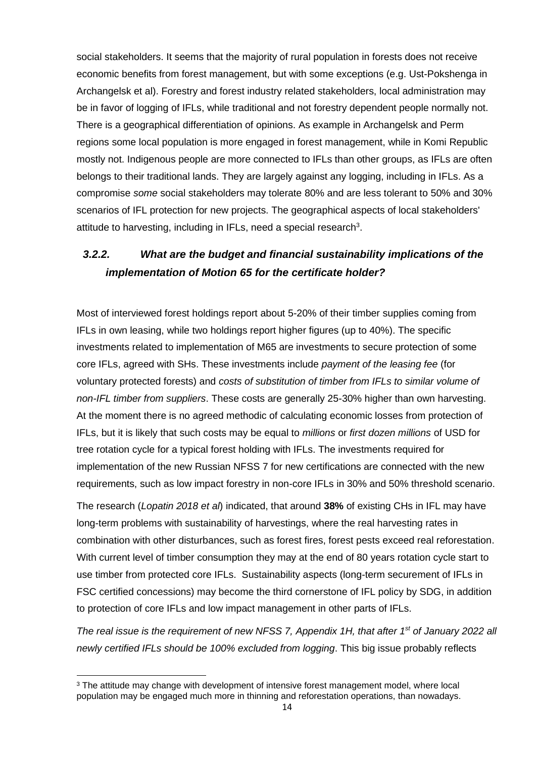social stakeholders. It seems that the majority of rural population in forests does not receive economic benefits from forest management, but with some exceptions (e.g. Ust-Pokshenga in Archangelsk et al). Forestry and forest industry related stakeholders, local administration may be in favor of logging of IFLs, while traditional and not forestry dependent people normally not. There is a geographical differentiation of opinions. As example in Archangelsk and Perm regions some local population is more engaged in forest management, while in Komi Republic mostly not. Indigenous people are more connected to IFLs than other groups, as IFLs are often belongs to their traditional lands. They are largely against any logging, including in IFLs. As a compromise *some* social stakeholders may tolerate 80% and are less tolerant to 50% and 30% scenarios of IFL protection for new projects. The geographical aspects of local stakeholders' attitude to harvesting, including in IFLs, need a special research[3].

### *3.2.2. What are the budget and financial sustainability implications of the implementation of Motion 65 for the certificate holder?*

Most of interviewed forest holdings report about 5-20% of their timber supplies coming from IFLs in own leasing, while two holdings report higher figures (up to 40%). The specific investments related to implementation of M65 are investments to secure protection of some core IFLs, agreed with SHs. These investments include *payment of the leasing fee* (for voluntary protected forests) and *costs of substitution of timber from IFLs to similar volume of non-IFL timber from suppliers*. These costs are generally 25-30% higher than own harvesting. At the moment there is no agreed methodic of calculating economic losses from protection of IFLs, but it is likely that such costs may be equal to *millions* or *first dozen millions* of USD for tree rotation cycle for a typical forest holding with IFLs. The investments required for implementation of the new Russian NFSS 7 for new certifications are connected with the new requirements, such as low impact forestry in non-core IFLs in 30% and 50% threshold scenario.

The research (*Lopatin 2018 et al*) indicated, that around **38%** of existing CHs in IFL may have long-term problems with sustainability of harvestings, where the real harvesting rates in combination with other disturbances, such as forest fires, forest pests exceed real reforestation. With current level of timber consumption they may at the end of 80 years rotation cycle start to use timber from protected core IFLs. Sustainability aspects (long-term securement of IFLs in FSC certified concessions) may become the third cornerstone of IFL policy by SDG, in addition to protection of core IFLs and low impact management in other parts of IFLs.

*The real issue is the requirement of new NFSS 7, Appendix 1H, that after 1st of January 2022 all newly certified IFLs should be 100% excluded from logging*. This big issue probably reflects

---

[3] The attitude may change with development of intensive forest management model, where local population may be engaged much more in thinning and reforestation operations, than nowadays.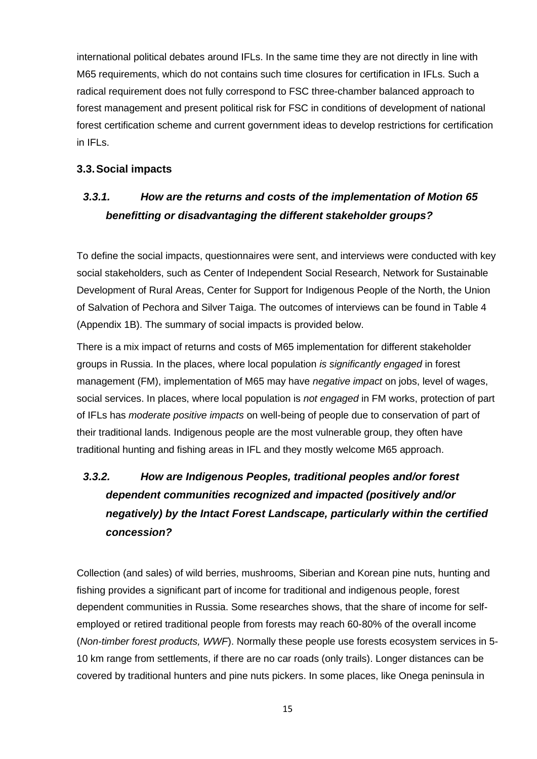international political debates around IFLs. In the same time they are not directly in line with M65 requirements, which do not contains such time closures for certification in IFLs. Such a radical requirement does not fully correspond to FSC three-chamber balanced approach to forest management and present political risk for FSC in conditions of development of national forest certification scheme and current government ideas to develop restrictions for certification in IFLs.

## 3.3. Social impacts

### *3.3.1. How are the returns and costs of the implementation of Motion 65 benefitting or disadvantaging the different stakeholder groups?*

To define the social impacts, questionnaires were sent, and interviews were conducted with key social stakeholders, such as Center of Independent Social Research, Network for Sustainable Development of Rural Areas, Center for Support for Indigenous People of the North, the Union of Salvation of Pechora and Silver Taiga. The outcomes of interviews can be found in Table 4 (Appendix 1B). The summary of social impacts is provided below.

There is a mix impact of returns and costs of M65 implementation for different stakeholder groups in Russia. In the places, where local population *is significantly engaged* in forest management (FM), implementation of M65 may have *negative impact* on jobs, level of wages, social services. In places, where local population is *not engaged* in FM works, protection of part of IFLs has *moderate positive impacts* on well-being of people due to conservation of part of their traditional lands. Indigenous people are the most vulnerable group, they often have traditional hunting and fishing areas in IFL and they mostly welcome M65 approach.

### *3.3.2. How are Indigenous Peoples, traditional peoples and/or forest dependent communities recognized and impacted (positively and/or negatively) by the Intact Forest Landscape, particularly within the certified concession?*

Collection (and sales) of wild berries, mushrooms, Siberian and Korean pine nuts, hunting and fishing provides a significant part of income for traditional and indigenous people, forest dependent communities in Russia. Some researches shows, that the share of income for self-employed or retired traditional people from forests may reach 60-80% of the overall income (*Non-timber forest products, WWF*). Normally these people use forests ecosystem services in 5-10 km range from settlements, if there are no car roads (only trails). Longer distances can be covered by traditional hunters and pine nuts pickers. In some places, like Onega peninsula in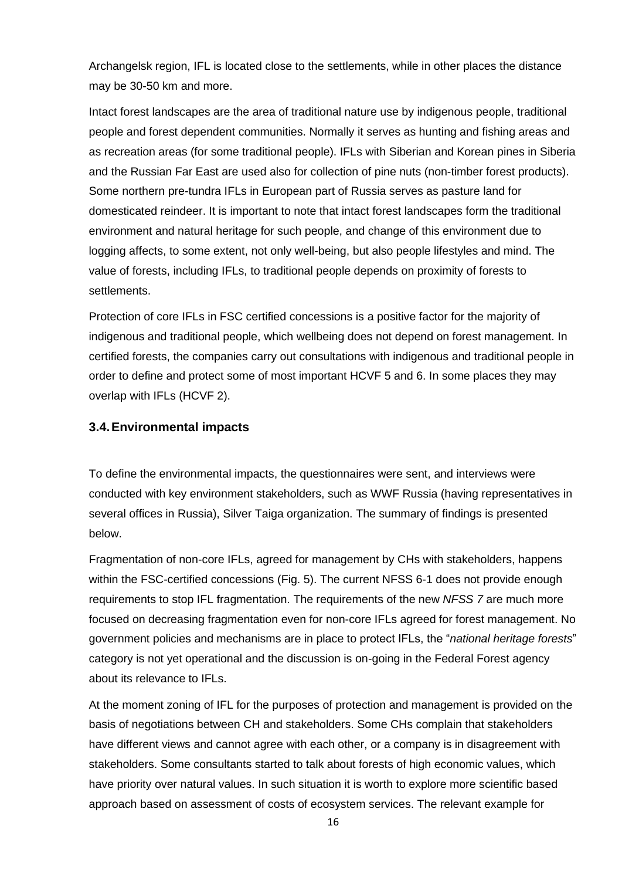Archangelsk region, IFL is located close to the settlements, while in other places the distance may be 30-50 km and more.

Intact forest landscapes are the area of traditional nature use by indigenous people, traditional people and forest dependent communities. Normally it serves as hunting and fishing areas and as recreation areas (for some traditional people). IFLs with Siberian and Korean pines in Siberia and the Russian Far East are used also for collection of pine nuts (non-timber forest products). Some northern pre-tundra IFLs in European part of Russia serves as pasture land for domesticated reindeer. It is important to note that intact forest landscapes form the traditional environment and natural heritage for such people, and change of this environment due to logging affects, to some extent, not only well-being, but also people lifestyles and mind. The value of forests, including IFLs, to traditional people depends on proximity of forests to settlements.

Protection of core IFLs in FSC certified concessions is a positive factor for the majority of indigenous and traditional people, which wellbeing does not depend on forest management. In certified forests, the companies carry out consultations with indigenous and traditional people in order to define and protect some of most important HCVF 5 and 6. In some places they may overlap with IFLs (HCVF 2).

### 3.4. Environmental impacts

To define the environmental impacts, the questionnaires were sent, and interviews were conducted with key environment stakeholders, such as WWF Russia (having representatives in several offices in Russia), Silver Taiga organization. The summary of findings is presented below.

Fragmentation of non-core IFLs, agreed for management by CHs with stakeholders, happens within the FSC-certified concessions (Fig. 5). The current NFSS 6-1 does not provide enough requirements to stop IFL fragmentation. The requirements of the new *NFSS 7* are much more focused on decreasing fragmentation even for non-core IFLs agreed for forest management. No government policies and mechanisms are in place to protect IFLs, the "*national heritage forests*" category is not yet operational and the discussion is on-going in the Federal Forest agency about its relevance to IFLs.

At the moment zoning of IFL for the purposes of protection and management is provided on the basis of negotiations between CH and stakeholders. Some CHs complain that stakeholders have different views and cannot agree with each other, or a company is in disagreement with stakeholders. Some consultants started to talk about forests of high economic values, which have priority over natural values. In such situation it is worth to explore more scientific based approach based on assessment of costs of ecosystem services. The relevant example for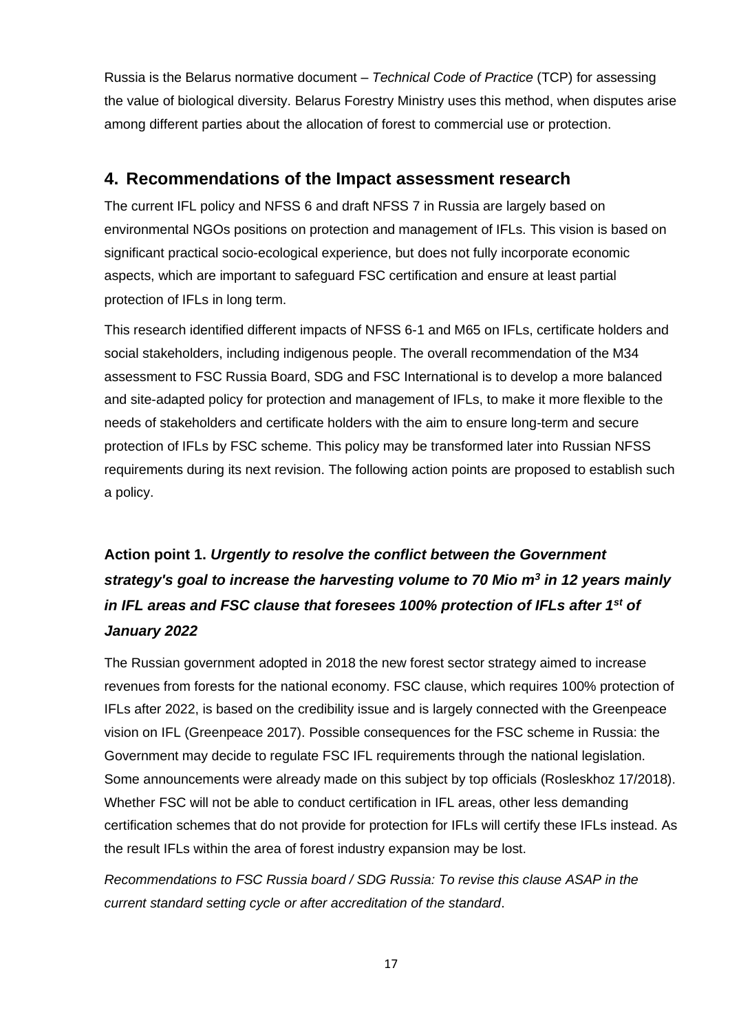Russia is the Belarus normative document – *Technical Code of Practice* (TCP) for assessing the value of biological diversity. Belarus Forestry Ministry uses this method, when disputes arise among different parties about the allocation of forest to commercial use or protection.

## 4. Recommendations of the Impact assessment research

The current IFL policy and NFSS 6 and draft NFSS 7 in Russia are largely based on environmental NGOs positions on protection and management of IFLs. This vision is based on significant practical socio-ecological experience, but does not fully incorporate economic aspects, which are important to safeguard FSC certification and ensure at least partial protection of IFLs in long term.

This research identified different impacts of NFSS 6-1 and M65 on IFLs, certificate holders and social stakeholders, including indigenous people. The overall recommendation of the M34 assessment to FSC Russia Board, SDG and FSC International is to develop a more balanced and site-adapted policy for protection and management of IFLs, to make it more flexible to the needs of stakeholders and certificate holders with the aim to ensure long-term and secure protection of IFLs by FSC scheme. This policy may be transformed later into Russian NFSS requirements during its next revision. The following action points are proposed to establish such a policy.

### Action point 1. *Urgently to resolve the conflict between the Government strategy's goal to increase the harvesting volume to 70 Mio m³ in 12 years mainly in IFL areas and FSC clause that foresees 100% protection of IFLs after 1st of January 2022*

The Russian government adopted in 2018 the new forest sector strategy aimed to increase revenues from forests for the national economy. FSC clause, which requires 100% protection of IFLs after 2022, is based on the credibility issue and is largely connected with the Greenpeace vision on IFL (Greenpeace 2017). Possible consequences for the FSC scheme in Russia: the Government may decide to regulate FSC IFL requirements through the national legislation. Some announcements were already made on this subject by top officials (Rosleskhoz 17/2018). Whether FSC will not be able to conduct certification in IFL areas, other less demanding certification schemes that do not provide for protection for IFLs will certify these IFLs instead. As the result IFLs within the area of forest industry expansion may be lost.

*Recommendations to FSC Russia board / SDG Russia: To revise this clause ASAP in the current standard setting cycle or after accreditation of the standard*.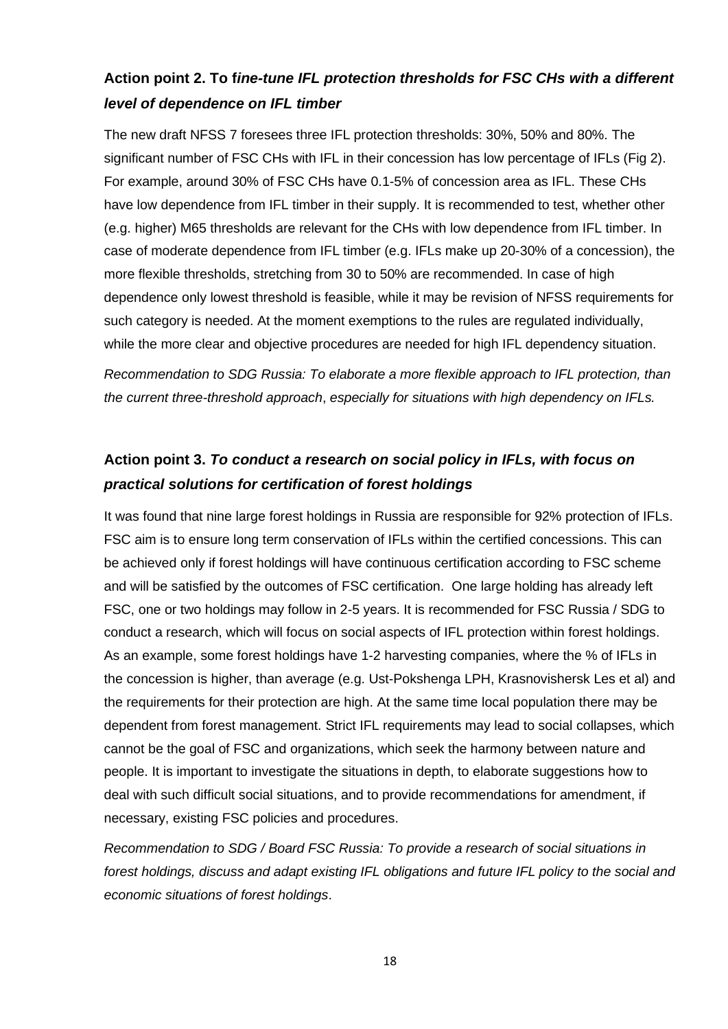## Action point 2. To f*ine-tune IFL protection thresholds for FSC CHs with a different level of dependence on IFL timber*

The new draft NFSS 7 foresees three IFL protection thresholds: 30%, 50% and 80%. The significant number of FSC CHs with IFL in their concession has low percentage of IFLs (Fig 2). For example, around 30% of FSC CHs have 0.1-5% of concession area as IFL. These CHs have low dependence from IFL timber in their supply. It is recommended to test, whether other (e.g. higher) M65 thresholds are relevant for the CHs with low dependence from IFL timber. In case of moderate dependence from IFL timber (e.g. IFLs make up 20-30% of a concession), the more flexible thresholds, stretching from 30 to 50% are recommended. In case of high dependence only lowest threshold is feasible, while it may be revision of NFSS requirements for such category is needed. At the moment exemptions to the rules are regulated individually, while the more clear and objective procedures are needed for high IFL dependency situation.

*Recommendation to SDG Russia: To elaborate a more flexible approach to IFL protection, than the current three-threshold approach*, *especially for situations with high dependency on IFLs.*

## Action point 3. *To conduct a research on social policy in IFLs, with focus on practical solutions for certification of forest holdings*

It was found that nine large forest holdings in Russia are responsible for 92% protection of IFLs. FSC aim is to ensure long term conservation of IFLs within the certified concessions. This can be achieved only if forest holdings will have continuous certification according to FSC scheme and will be satisfied by the outcomes of FSC certification. One large holding has already left FSC, one or two holdings may follow in 2-5 years. It is recommended for FSC Russia / SDG to conduct a research, which will focus on social aspects of IFL protection within forest holdings. As an example, some forest holdings have 1-2 harvesting companies, where the % of IFLs in the concession is higher, than average (e.g. Ust-Pokshenga LPH, Krasnovishersk Les et al) and the requirements for their protection are high. At the same time local population there may be dependent from forest management. Strict IFL requirements may lead to social collapses, which cannot be the goal of FSC and organizations, which seek the harmony between nature and people. It is important to investigate the situations in depth, to elaborate suggestions how to deal with such difficult social situations, and to provide recommendations for amendment, if necessary, existing FSC policies and procedures.

*Recommendation to SDG / Board FSC Russia: To provide a research of social situations in forest holdings, discuss and adapt existing IFL obligations and future IFL policy to the social and economic situations of forest holdings*.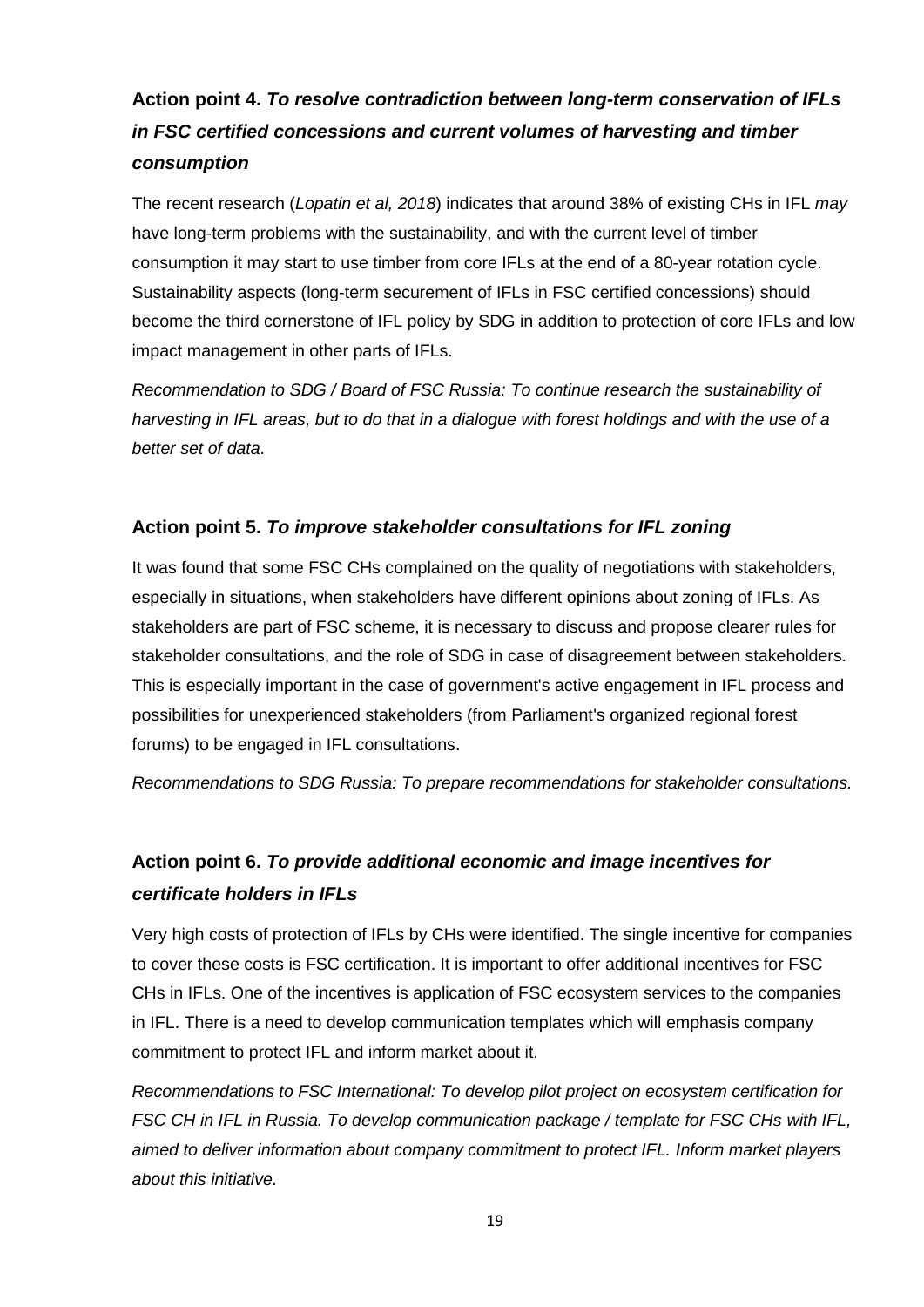### Action point 4. *To resolve contradiction between long-term conservation of IFLs in FSC certified concessions and current volumes of harvesting and timber consumption*

The recent research (*Lopatin et al, 2018*) indicates that around 38% of existing CHs in IFL *may* have long-term problems with the sustainability, and with the current level of timber consumption it may start to use timber from core IFLs at the end of a 80-year rotation cycle. Sustainability aspects (long-term securement of IFLs in FSC certified concessions) should become the third cornerstone of IFL policy by SDG in addition to protection of core IFLs and low impact management in other parts of IFLs.

*Recommendation to SDG / Board of FSC Russia: To continue research the sustainability of harvesting in IFL areas, but to do that in a dialogue with forest holdings and with the use of a better set of data*.

### Action point 5. *To improve stakeholder consultations for IFL zoning*

It was found that some FSC CHs complained on the quality of negotiations with stakeholders, especially in situations, when stakeholders have different opinions about zoning of IFLs. As stakeholders are part of FSC scheme, it is necessary to discuss and propose clearer rules for stakeholder consultations, and the role of SDG in case of disagreement between stakeholders. This is especially important in the case of government's active engagement in IFL process and possibilities for unexperienced stakeholders (from Parliament's organized regional forest forums) to be engaged in IFL consultations.

*Recommendations to SDG Russia: To prepare recommendations for stakeholder consultations.*

### Action point 6. *To provide additional economic and image incentives for certificate holders in IFLs*

Very high costs of protection of IFLs by CHs were identified. The single incentive for companies to cover these costs is FSC certification. It is important to offer additional incentives for FSC CHs in IFLs. One of the incentives is application of FSC ecosystem services to the companies in IFL. There is a need to develop communication templates which will emphasis company commitment to protect IFL and inform market about it.

*Recommendations to FSC International: To develop pilot project on ecosystem certification for FSC CH in IFL in Russia. To develop communication package / template for FSC CHs with IFL, aimed to deliver information about company commitment to protect IFL. Inform market players about this initiative.*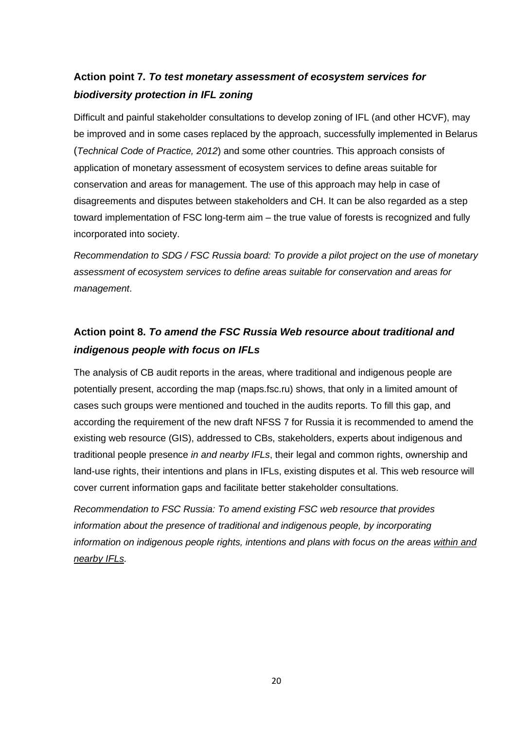### Action point 7. *To test monetary assessment of ecosystem services for biodiversity protection in IFL zoning*

Difficult and painful stakeholder consultations to develop zoning of IFL (and other HCVF), may be improved and in some cases replaced by the approach, successfully implemented in Belarus (*Technical Code of Practice, 2012*) and some other countries. This approach consists of application of monetary assessment of ecosystem services to define areas suitable for conservation and areas for management. The use of this approach may help in case of disagreements and disputes between stakeholders and CH. It can be also regarded as a step toward implementation of FSC long-term aim – the true value of forests is recognized and fully incorporated into society.

*Recommendation to SDG / FSC Russia board: To provide a pilot project on the use of monetary assessment of ecosystem services to define areas suitable for conservation and areas for management*.

### Action point 8. *To amend the FSC Russia Web resource about traditional and indigenous people with focus on IFLs*

The analysis of CB audit reports in the areas, where traditional and indigenous people are potentially present, according the map (maps.fsc.ru) shows, that only in a limited amount of cases such groups were mentioned and touched in the audits reports. To fill this gap, and according the requirement of the new draft NFSS 7 for Russia it is recommended to amend the existing web resource (GIS), addressed to CBs, stakeholders, experts about indigenous and traditional people presence *in and nearby IFLs*, their legal and common rights, ownership and land-use rights, their intentions and plans in IFLs, existing disputes et al. This web resource will cover current information gaps and facilitate better stakeholder consultations.

*Recommendation to FSC Russia: To amend existing FSC web resource that provides information about the presence of traditional and indigenous people, by incorporating information on indigenous people rights, intentions and plans with focus on the areas <u>within and nearby IFLs</u>.*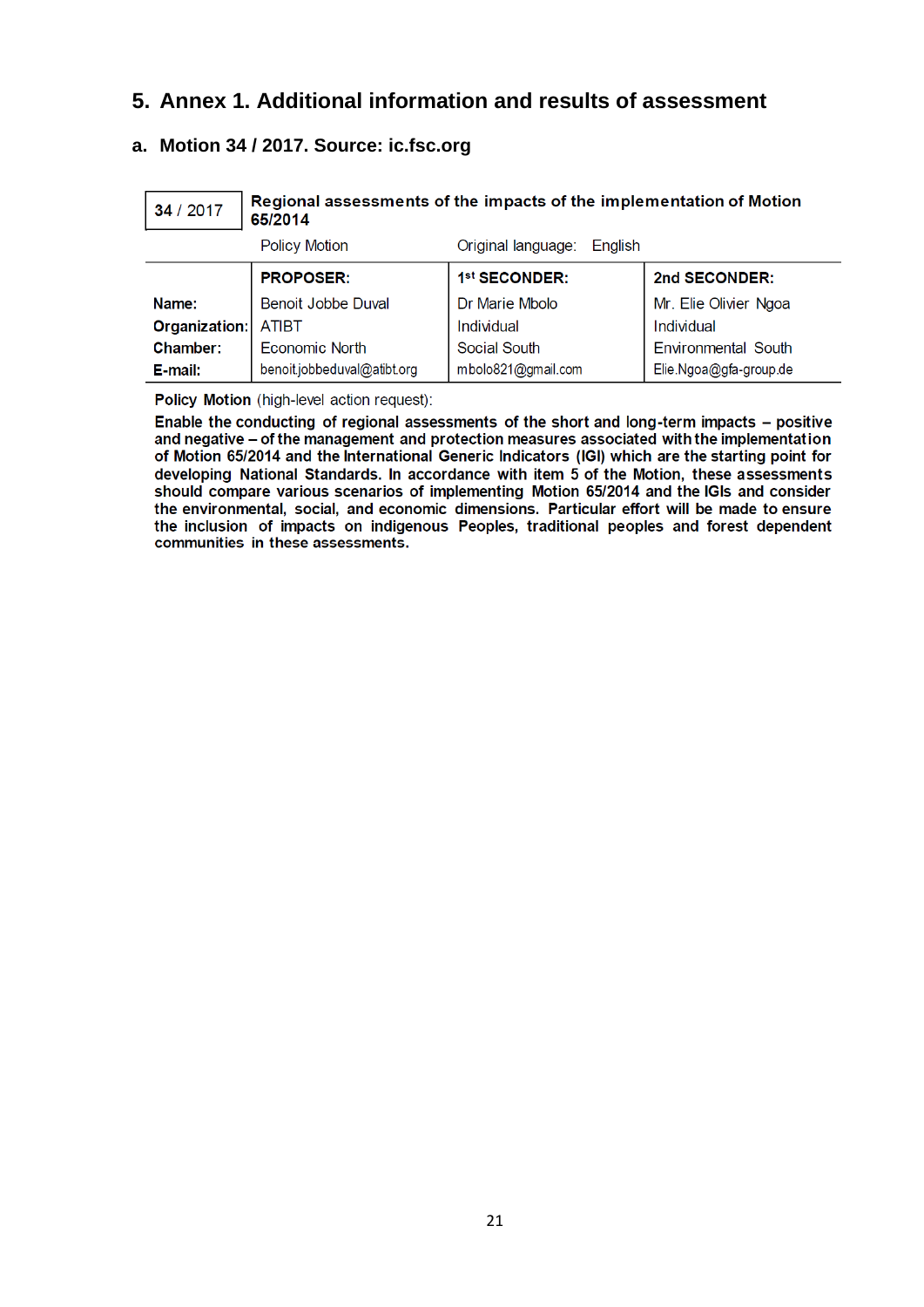## 5. Annex 1. Additional information and results of assessment

### a. Motion 34 / 2017. Source: ic.fsc.org

| 34 / 2017 | Regional assessments of the impacts of the implementation of Motion 65/2014 | | |
|---|---|---|---|
| | Policy Motion | Original language: English | |
| | **PROPOSER:** | **1st SECONDER:** | **2nd SECONDER:** |
| **Name:** | Benoit Jobbe Duval | Dr Marie Mbolo | Mr. Elie Olivier Ngoa |
| **Organization:** | ATIBT | Individual | Individual |
| **Chamber:** | Economic North | Social South | Environmental South |
| **E-mail:** | benoit.jobbeduval@atibt.org | mbolo821@gmail.com | Elie.Ngoa@gfa-group.de |

**Policy Motion** (high-level action request):

**Enable the conducting of regional assessments of the short and long-term impacts – positive and negative – of the management and protection measures associated with the implementation of Motion 65/2014 and the International Generic Indicators (IGI) which are the starting point for developing National Standards. In accordance with item 5 of the Motion, these assessments should compare various scenarios of implementing Motion 65/2014 and the IGIs and consider the environmental, social, and economic dimensions. Particular effort will be made to ensure the inclusion of impacts on indigenous Peoples, traditional peoples and forest dependent communities in these assessments.**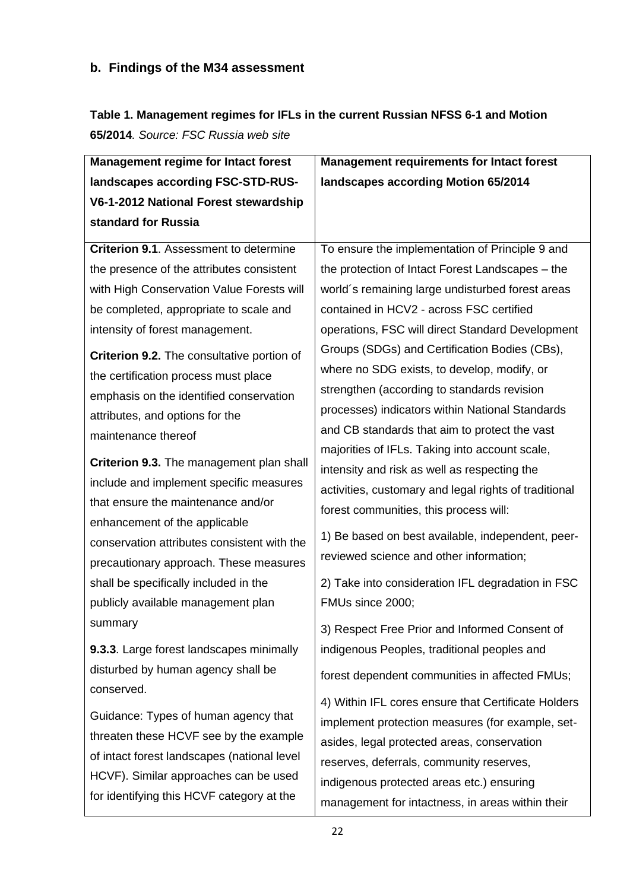### b. Findings of the M34 assessment

**Table 1. Management regimes for IFLs in the current Russian NFSS 6-1 and Motion 65/2014**. *Source: FSC Russia web site*

| Management regime for Intact forest landscapes according FSC-STD-RUS-V6-1-2012 National Forest stewardship standard for Russia | Management requirements for Intact forest landscapes according Motion 65/2014 |
|---|---|
| **Criterion 9.1**. Assessment to determine the presence of the attributes consistent with High Conservation Value Forests will be completed, appropriate to scale and intensity of forest management.<br><br>**Criterion 9.2.** The consultative portion of the certification process must place emphasis on the identified conservation attributes, and options for the maintenance thereof<br><br>**Criterion 9.3.** The management plan shall include and implement specific measures that ensure the maintenance and/or enhancement of the applicable conservation attributes consistent with the precautionary approach. These measures shall be specifically included in the publicly available management plan summary<br><br>**9.3.3**. Large forest landscapes minimally disturbed by human agency shall be conserved.<br><br>Guidance: Types of human agency that threaten these HCVF see by the example of intact forest landscapes (national level HCVF). Similar approaches can be used for identifying this HCVF category at the | To ensure the implementation of Principle 9 and the protection of Intact Forest Landscapes – the world´s remaining large undisturbed forest areas contained in HCV2 - across FSC certified operations, FSC will direct Standard Development Groups (SDGs) and Certification Bodies (CBs), where no SDG exists, to develop, modify, or strengthen (according to standards revision processes) indicators within National Standards and CB standards that aim to protect the vast majorities of IFLs. Taking into account scale, intensity and risk as well as respecting the activities, customary and legal rights of traditional forest communities, this process will:<br><br>1) Be based on best available, independent, peer-reviewed science and other information;<br><br>2) Take into consideration IFL degradation in FSC FMUs since 2000;<br><br>3) Respect Free Prior and Informed Consent of indigenous Peoples, traditional peoples and forest dependent communities in affected FMUs;<br><br>4) Within IFL cores ensure that Certificate Holders implement protection measures (for example, set-asides, legal protected areas, conservation reserves, deferrals, community reserves, indigenous protected areas etc.) ensuring management for intactness, in areas within their |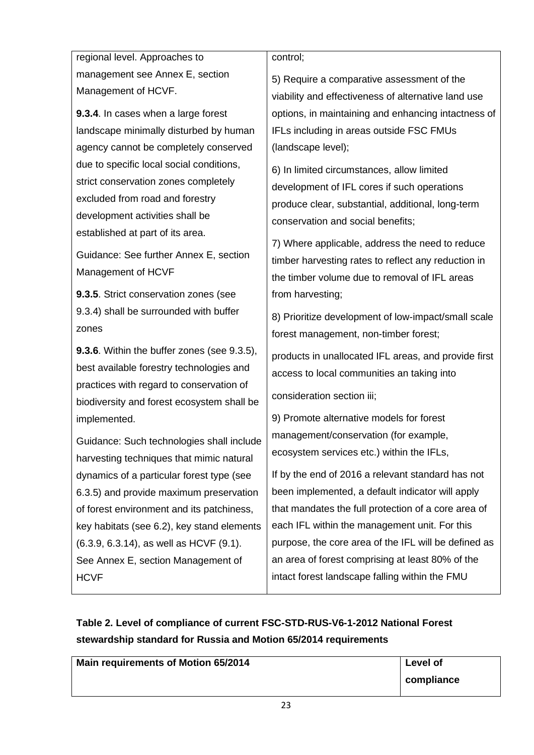| | |
|---|---|
| regional level. Approaches to management see Annex E, section Management of HCVF.<br><br>**9.3.4**. In cases when a large forest landscape minimally disturbed by human agency cannot be completely conserved due to specific local social conditions, strict conservation zones completely excluded from road and forestry development activities shall be established at part of its area.<br><br>Guidance: See further Annex E, section Management of HCVF<br><br>**9.3.5**. Strict conservation zones (see 9.3.4) shall be surrounded with buffer zones<br><br>**9.3.6**. Within the buffer zones (see 9.3.5), best available forestry technologies and practices with regard to conservation of biodiversity and forest ecosystem shall be implemented.<br><br>Guidance: Such technologies shall include harvesting techniques that mimic natural dynamics of a particular forest type (see 6.3.5) and provide maximum preservation of forest environment and its patchiness, key habitats (see 6.2), key stand elements (6.3.9, 6.3.14), as well as HCVF (9.1). See Annex E, section Management of HCVF | control;<br><br>5) Require a comparative assessment of the viability and effectiveness of alternative land use options, in maintaining and enhancing intactness of IFLs including in areas outside FSC FMUs (landscape level);<br><br>6) In limited circumstances, allow limited development of IFL cores if such operations produce clear, substantial, additional, long-term conservation and social benefits;<br><br>7) Where applicable, address the need to reduce timber harvesting rates to reflect any reduction in the timber volume due to removal of IFL areas from harvesting;<br><br>8) Prioritize development of low-impact/small scale forest management, non-timber forest;<br><br>products in unallocated IFL areas, and provide first access to local communities an taking into<br><br>consideration section iii;<br><br>9) Promote alternative models for forest management/conservation (for example, ecosystem services etc.) within the IFLs,<br><br>If by the end of 2016 a relevant standard has not been implemented, a default indicator will apply that mandates the full protection of a core area of each IFL within the management unit. For this purpose, the core area of the IFL will be defined as an area of forest comprising at least 80% of the intact forest landscape falling within the FMU |

**Table 2. Level of compliance of current FSC-STD-RUS-V6-1-2012 National Forest stewardship standard for Russia and Motion 65/2014 requirements**

| Main requirements of Motion 65/2014 | Level of compliance |
|---|---|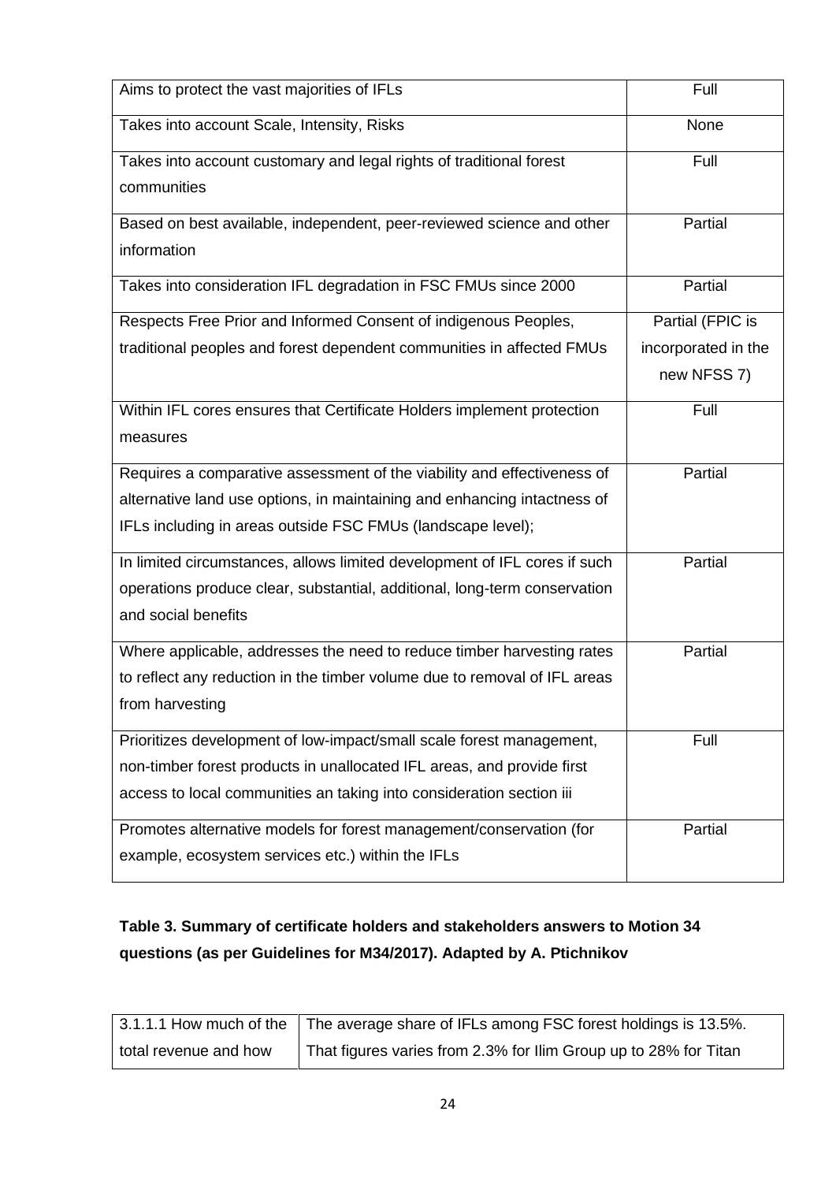| | |
|---|---|
| Aims to protect the vast majorities of IFLs | Full |
| Takes into account Scale, Intensity, Risks | None |
| Takes into account customary and legal rights of traditional forest communities | Full |
| Based on best available, independent, peer-reviewed science and other information | Partial |
| Takes into consideration IFL degradation in FSC FMUs since 2000 | Partial |
| Respects Free Prior and Informed Consent of indigenous Peoples, traditional peoples and forest dependent communities in affected FMUs | Partial (FPIC is incorporated in the new NFSS 7) |
| Within IFL cores ensures that Certificate Holders implement protection measures | Full |
| Requires a comparative assessment of the viability and effectiveness of alternative land use options, in maintaining and enhancing intactness of IFLs including in areas outside FSC FMUs (landscape level); | Partial |
| In limited circumstances, allows limited development of IFL cores if such operations produce clear, substantial, additional, long-term conservation and social benefits | Partial |
| Where applicable, addresses the need to reduce timber harvesting rates to reflect any reduction in the timber volume due to removal of IFL areas from harvesting | Partial |
| Prioritizes development of low-impact/small scale forest management, non-timber forest products in unallocated IFL areas, and provide first access to local communities an taking into consideration section iii | Full |
| Promotes alternative models for forest management/conservation (for example, ecosystem services etc.) within the IFLs | Partial |

**Table 3. Summary of certificate holders and stakeholders answers to Motion 34 questions (as per Guidelines for M34/2017). Adapted by A. Ptichnikov**

| | |
|---|---|
| 3.1.1.1 How much of the total revenue and how | The average share of IFLs among FSC forest holdings is 13.5%. That figures varies from 2.3% for Ilim Group up to 28% for Titan |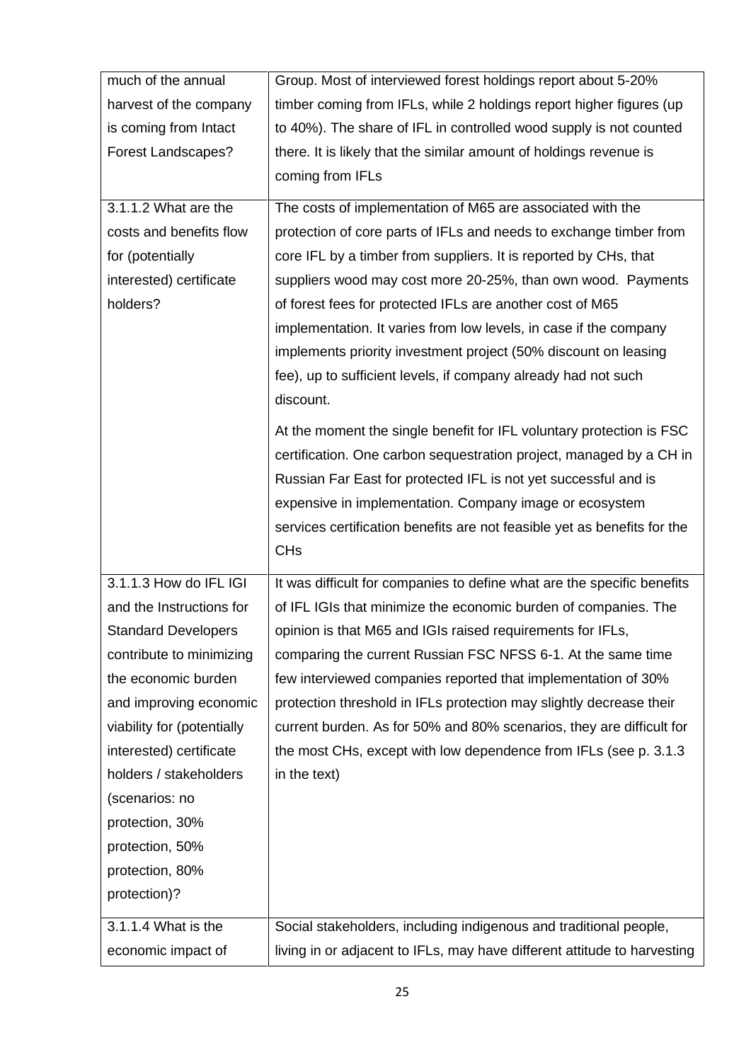| | |
|---|---|
| much of the annual harvest of the company is coming from Intact Forest Landscapes? | Group. Most of interviewed forest holdings report about 5-20% timber coming from IFLs, while 2 holdings report higher figures (up to 40%). The share of IFL in controlled wood supply is not counted there. It is likely that the similar amount of holdings revenue is coming from IFLs |
| 3.1.1.2 What are the costs and benefits flow for (potentially interested) certificate holders? | The costs of implementation of M65 are associated with the protection of core parts of IFLs and needs to exchange timber from core IFL by a timber from suppliers. It is reported by CHs, that suppliers wood may cost more 20-25%, than own wood. Payments of forest fees for protected IFLs are another cost of M65 implementation. It varies from low levels, in case if the company implements priority investment project (50% discount on leasing fee), up to sufficient levels, if company already had not such discount.<br><br>At the moment the single benefit for IFL voluntary protection is FSC certification. One carbon sequestration project, managed by a CH in Russian Far East for protected IFL is not yet successful and is expensive in implementation. Company image or ecosystem services certification benefits are not feasible yet as benefits for the CHs |
| 3.1.1.3 How do IFL IGI and the Instructions for the Standard Developers contribute to minimizing the economic burden and improving economic viability for (potentially interested) certificate holders / stakeholders (scenarios: no protection, 30% protection, 50% protection, 80% protection)? | It was difficult for companies to define what are the specific benefits of IFL IGIs that minimize the economic burden of companies. The opinion is that M65 and IGIs raised requirements for IFLs, comparing the current Russian FSC NFSS 6-1. At the same time few interviewed companies reported that implementation of 30% protection threshold in IFLs protection may slightly decrease their current burden. As for 50% and 80% scenarios, they are difficult for the most CHs, except with low dependence from IFLs (see p. 3.1.3 in the text) |
| 3.1.1.4 What is the economic impact of | Social stakeholders, including indigenous and traditional people, living in or adjacent to IFLs, may have different attitude to harvesting |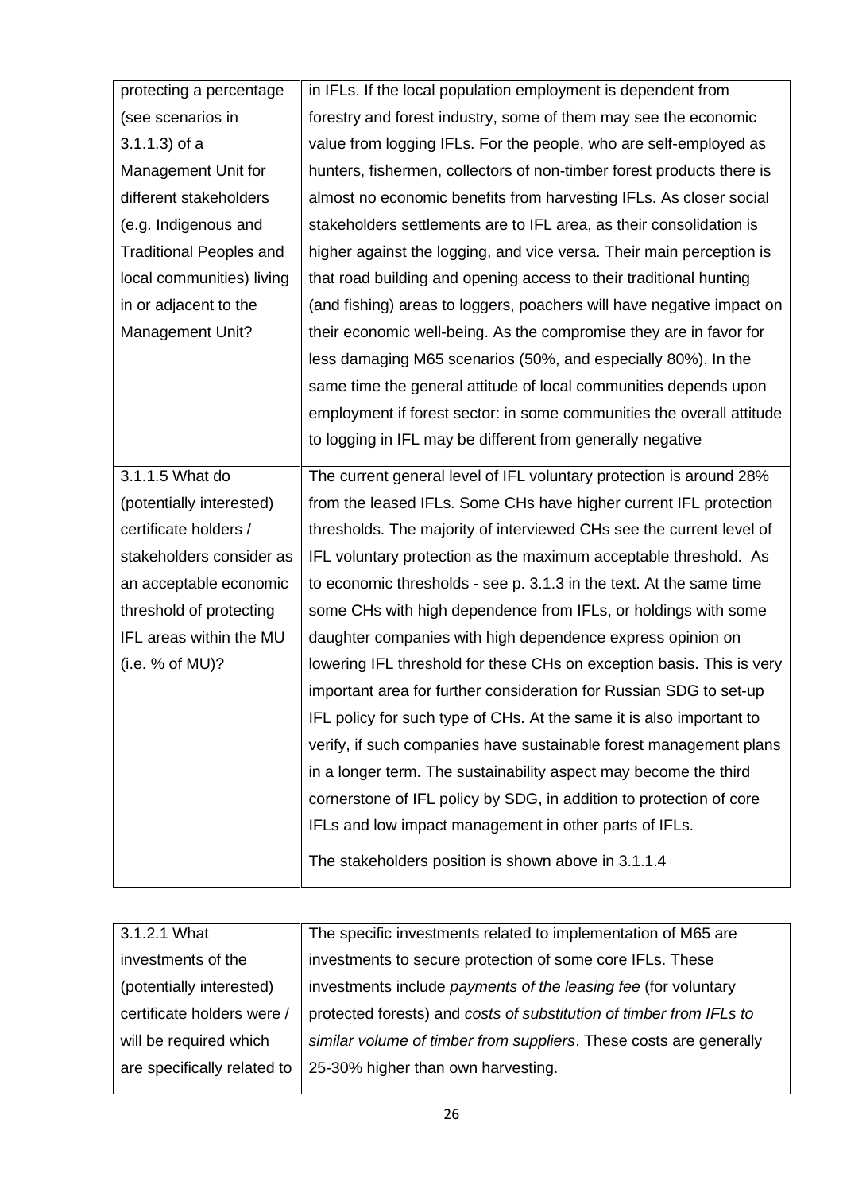| | |
|---|---|
| protecting a percentage (see scenarios in 3.1.1.3) of a Management Unit for different stakeholders (e.g. Indigenous and Traditional Peoples and local communities) living in or adjacent to the Management Unit? | in IFLs. If the local population employment is dependent from forestry and forest industry, some of them may see the economic value from logging IFLs. For the people, who are self-employed as hunters, fishermen, collectors of non-timber forest products there is almost no economic benefits from harvesting IFLs. As closer social stakeholders settlements are to IFL area, as their consolidation is higher against the logging, and vice versa. Their main perception is that road building and opening access to their traditional hunting (and fishing) areas to loggers, poachers will have negative impact on their economic well-being. As the compromise they are in favor for less damaging M65 scenarios (50%, and especially 80%). In the same time the general attitude of local communities depends upon employment if forest sector: in some communities the overall attitude to logging in IFL may be different from generally negative |
| 3.1.1.5 What do (potentially interested) certificate holders / stakeholders consider as an acceptable economic threshold of protecting IFL areas within the MU (i.e. % of MU)? | The current general level of IFL voluntary protection is around 28% from the leased IFLs. Some CHs have higher current IFL protection thresholds. The majority of interviewed CHs see the current level of IFL voluntary protection as the maximum acceptable threshold. As to economic thresholds - see p. 3.1.3 in the text. At the same time some CHs with high dependence from IFLs, or holdings with some daughter companies with high dependence express opinion on lowering IFL threshold for these CHs on exception basis. This is very important area for further consideration for Russian SDG to set-up IFL policy for such type of CHs. At the same it is also important to verify, if such companies have sustainable forest management plans in a longer term. The sustainability aspect may become the third cornerstone of IFL policy by SDG, in addition to protection of core IFLs and low impact management in other parts of IFLs.<br><br>The stakeholders position is shown above in 3.1.1.4 |

| | |
|---|---|
| 3.1.2.1 What investments of the (potentially interested) certificate holders were / will be required which are specifically related to | The specific investments related to implementation of M65 are investments to secure protection of some core IFLs. These investments include *payments of the leasing fee* (for voluntary protected forests) and *costs of substitution of timber from IFLs to similar volume of timber from suppliers*. These costs are generally 25-30% higher than own harvesting. |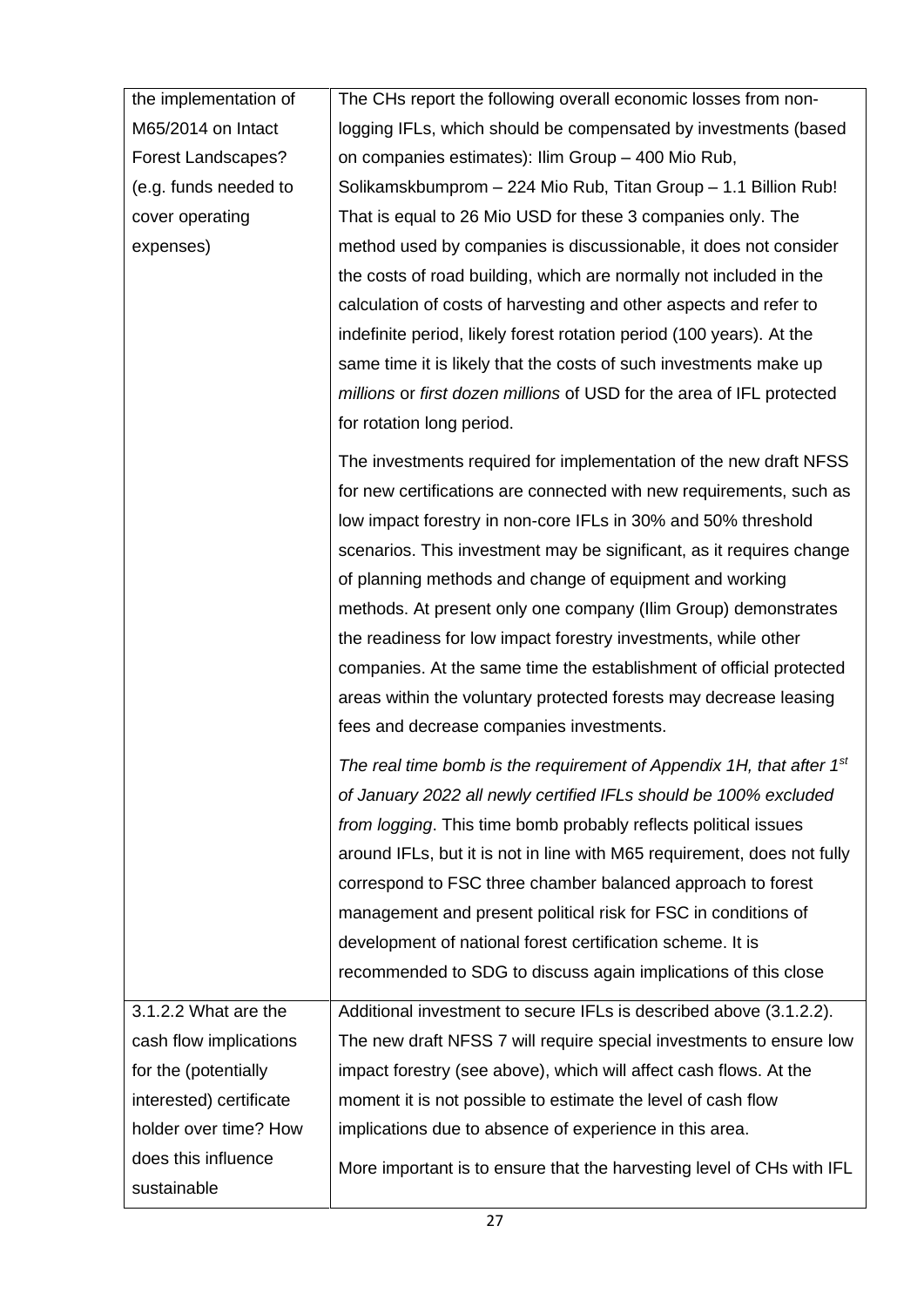| | |
|---|---|
| the implementation of M65/2014 on Intact Forest Landscapes? (e.g. funds needed to cover operating expenses) | The CHs report the following overall economic losses from non-logging IFLs, which should be compensated by investments (based on companies estimates): Ilim Group – 400 Mio Rub, Solikamskbumprom – 224 Mio Rub, Titan Group – 1.1 Billion Rub! That is equal to 26 Mio USD for these 3 companies only. The method used by companies is discussionable, it does not consider the costs of road building, which are normally not included in the calculation of costs of harvesting and other aspects and refer to indefinite period, likely forest rotation period (100 years). At the same time it is likely that the costs of such investments make up *millions* or *first dozen millions* of USD for the area of IFL protected for rotation long period.<br><br>The investments required for implementation of the new draft NFSS for new certifications are connected with new requirements, such as low impact forestry in non-core IFLs in 30% and 50% threshold scenarios. This investment may be significant, as it requires change of planning methods and change of equipment and working methods. At present only one company (Ilim Group) demonstrates the readiness for low impact forestry investments, while other companies. At the same time the establishment of official protected areas within the voluntary protected forests may decrease leasing fees and decrease companies investments.<br><br>*The real time bomb is the requirement of Appendix 1H, that after 1st of January 2022 all newly certified IFLs should be 100% excluded from logging*. This time bomb probably reflects political issues around IFLs, but it is not in line with M65 requirement, does not fully correspond to FSC three chamber balanced approach to forest management and present political risk for FSC in conditions of development of national forest certification scheme. It is recommended to SDG to discuss again implications of this close |
| 3.1.2.2 What are the cash flow implications for the (potentially interested) certificate holder over time? How does this influence sustainable | Additional investment to secure IFLs is described above (3.1.2.2). The new draft NFSS 7 will require special investments to ensure low impact forestry (see above), which will affect cash flows. At the moment it is not possible to estimate the level of cash flow implications due to absence of experience in this area.<br><br>More important is to ensure that the harvesting level of CHs with IFL |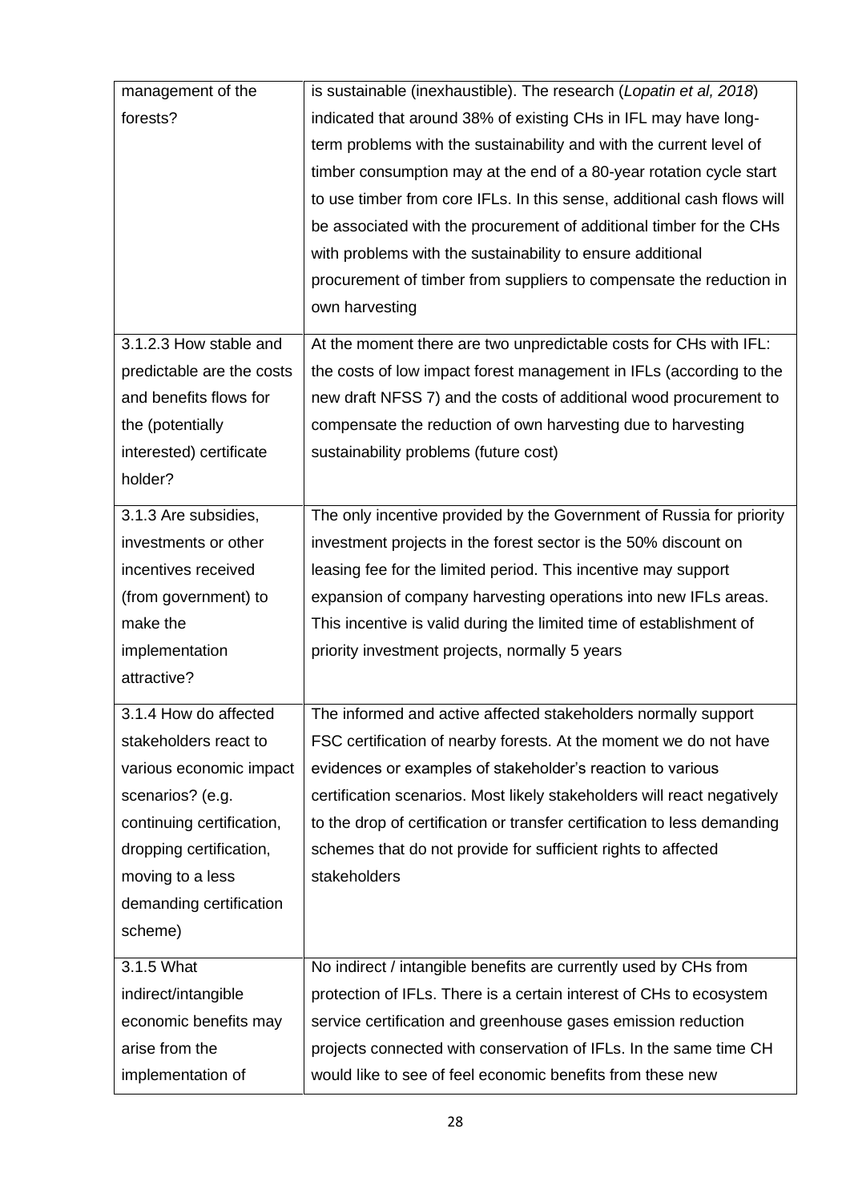| | |
|---|---|
| management of the forests? | is sustainable (inexhaustible). The research (*Lopatin et al, 2018*) indicated that around 38% of existing CHs in IFL may have long-term problems with the sustainability and with the current level of timber consumption may at the end of a 80-year rotation cycle start to use timber from core IFLs. In this sense, additional cash flows will be associated with the procurement of additional timber for the CHs with problems with the sustainability to ensure additional procurement of timber from suppliers to compensate the reduction in own harvesting |
| 3.1.2.3 How stable and predictable are the costs and benefits flows for the (potentially interested) certificate holder? | At the moment there are two unpredictable costs for CHs with IFL: the costs of low impact forest management in IFLs (according to the new draft NFSS 7) and the costs of additional wood procurement to compensate the reduction of own harvesting due to harvesting sustainability problems (future cost) |
| 3.1.3 Are subsidies, investments or other incentives received (from government) to make the implementation attractive? | The only incentive provided by the Government of Russia for priority investment projects in the forest sector is the 50% discount on leasing fee for the limited period. This incentive may support expansion of company harvesting operations into new IFLs areas. This incentive is valid during the limited time of establishment of priority investment projects, normally 5 years |
| 3.1.4 How do affected stakeholders react to various economic impact scenarios? (e.g. continuing certification, dropping certification, moving to a less demanding certification scheme) | The informed and active affected stakeholders normally support FSC certification of nearby forests. At the moment we do not have evidences or examples of stakeholder's reaction to various certification scenarios. Most likely stakeholders will react negatively to the drop of certification or transfer certification to less demanding schemes that do not provide for sufficient rights to affected stakeholders |
| 3.1.5 What indirect/intangible economic benefits may arise from the implementation of | No indirect / intangible benefits are currently used by CHs from protection of IFLs. There is a certain interest of CHs to ecosystem service certification and greenhouse gases emission reduction projects connected with conservation of IFLs. In the same time CH would like to see of feel economic benefits from these new |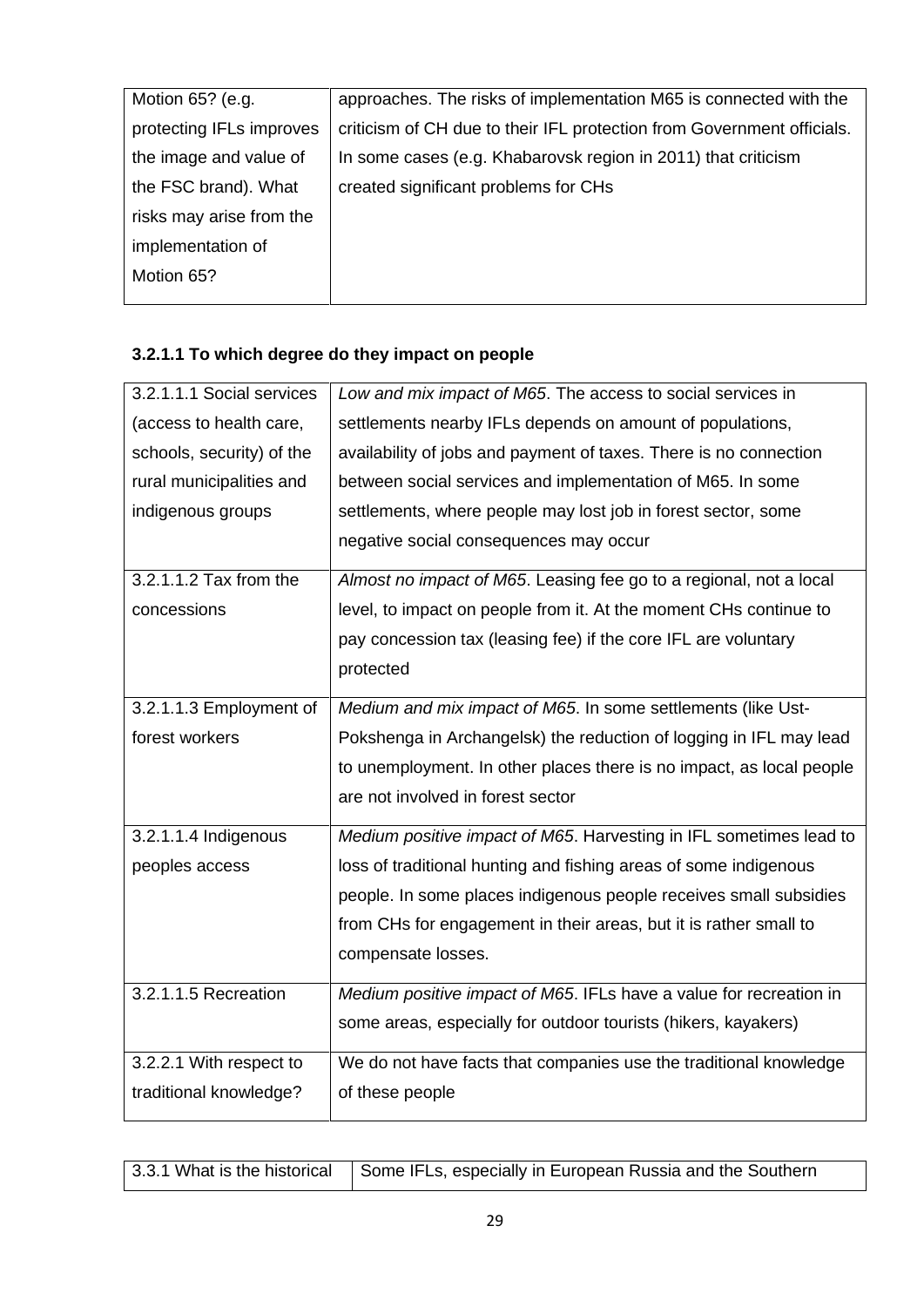| | |
|---|---|
| Motion 65? (e.g. protecting IFLs improves the image and value of the FSC brand). What risks may arise from the implementation of Motion 65? | approaches. The risks of implementation M65 is connected with the criticism of CH due to their IFL protection from Government officials. In some cases (e.g. Khabarovsk region in 2011) that criticism created significant problems for CHs |

**3.2.1.1 To which degree do they impact on people**

| | |
|---|---|
| 3.2.1.1.1 Social services (access to health care, schools, security) of the rural municipalities and indigenous groups | *Low and mix impact of M65*. The access to social services in settlements nearby IFLs depends on amount of populations, availability of jobs and payment of taxes. There is no connection between social services and implementation of M65. In some settlements, where people may lost job in forest sector, some negative social consequences may occur |
| 3.2.1.1.2 Tax from the concessions | *Almost no impact of M65*. Leasing fee go to a regional, not a local level, to impact on people from it. At the moment CHs continue to pay concession tax (leasing fee) if the core IFL are voluntary protected |
| 3.2.1.1.3 Employment of forest workers | *Medium and mix impact of M65*. In some settlements (like Ust-Pokshenga in Archangelsk) the reduction of logging in IFL may lead to unemployment. In other places there is no impact, as local people are not involved in forest sector |
| 3.2.1.1.4 Indigenous peoples access | *Medium positive impact of M65*. Harvesting in IFL sometimes lead to loss of traditional hunting and fishing areas of some indigenous people. In some places indigenous people receives small subsidies from CHs for engagement in their areas, but it is rather small to compensate losses. |
| 3.2.1.1.5 Recreation | *Medium positive impact of M65*. IFLs have a value for recreation in some areas, especially for outdoor tourists (hikers, kayakers) |
| 3.2.2.1 With respect to traditional knowledge? | We do not have facts that companies use the traditional knowledge of these people |

| | |
|---|---|
| 3.3.1 What is the historical | Some IFLs, especially in European Russia and the Southern |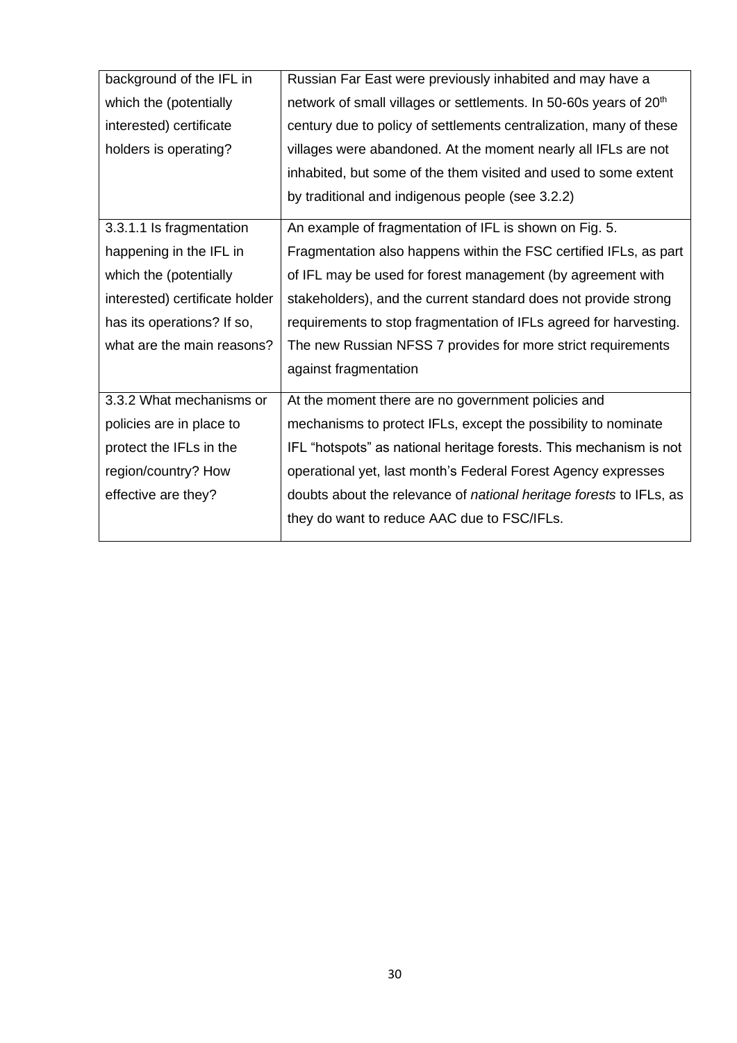| | |
|---|---|
| background of the IFL in which the (potentially interested) certificate holders is operating? | Russian Far East were previously inhabited and may have a network of small villages or settlements. In 50-60s years of 20th century due to policy of settlements centralization, many of these villages were abandoned. At the moment nearly all IFLs are not inhabited, but some of the them visited and used to some extent by traditional and indigenous people (see 3.2.2) |
| 3.3.1.1 Is fragmentation happening in the IFL in which the (potentially interested) certificate holder has its operations? If so, what are the main reasons? | An example of fragmentation of IFL is shown on Fig. 5. Fragmentation also happens within the FSC certified IFLs, as part of IFL may be used for forest management (by agreement with stakeholders), and the current standard does not provide strong requirements to stop fragmentation of IFLs agreed for harvesting. The new Russian NFSS 7 provides for more strict requirements against fragmentation |
| 3.3.2 What mechanisms or policies are in place to protect the IFLs in the region/country? How effective are they? | At the moment there are no government policies and mechanisms to protect IFLs, except the possibility to nominate IFL "hotspots" as national heritage forests. This mechanism is not operational yet, last month's Federal Forest Agency expresses doubts about the relevance of *national heritage forests* to IFLs, as they do want to reduce AAC due to FSC/IFLs. |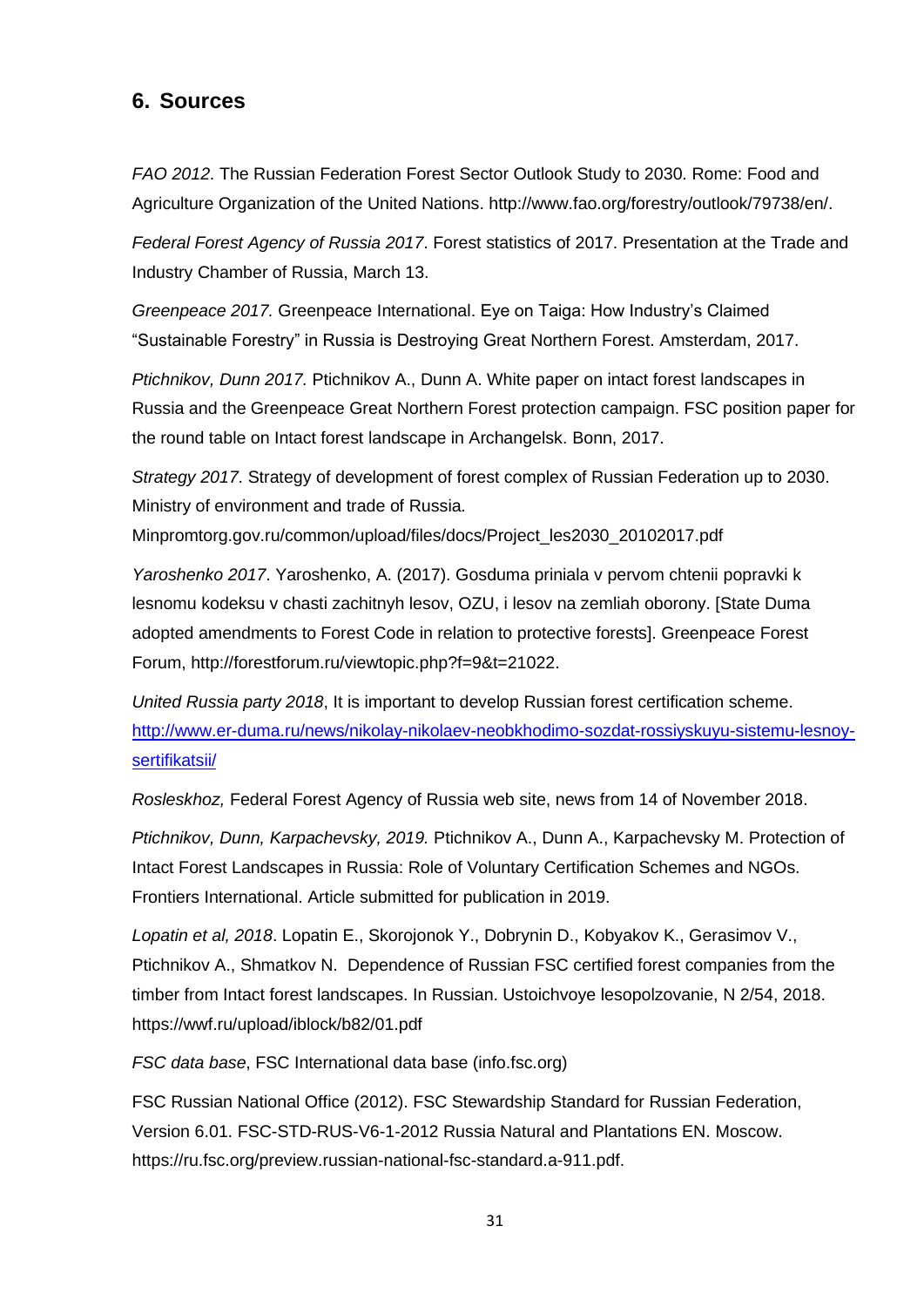## 6. Sources

*FAO 2012*. The Russian Federation Forest Sector Outlook Study to 2030. Rome: Food and Agriculture Organization of the United Nations. http://www.fao.org/forestry/outlook/79738/en/.

*Federal Forest Agency of Russia 2017*. Forest statistics of 2017. Presentation at the Trade and Industry Chamber of Russia, March 13.

*Greenpeace 2017.* Greenpeace International. Eye on Taiga: How Industry's Claimed "Sustainable Forestry" in Russia is Destroying Great Northern Forest. Amsterdam, 2017.

*Ptichnikov, Dunn 2017.* Ptichnikov A., Dunn A. White paper on intact forest landscapes in Russia and the Greenpeace Great Northern Forest protection campaign. FSC position paper for the round table on Intact forest landscape in Archangelsk. Bonn, 2017.

*Strategy 2017*. Strategy of development of forest complex of Russian Federation up to 2030. Ministry of environment and trade of Russia. Minpromtorg.gov.ru/common/upload/files/docs/Project_les2030_20102017.pdf

*Yaroshenko 2017*. Yaroshenko, A. (2017). Gosduma priniala v pervom chtenii popravki k lesnomu kodeksu v chasti zachitnyh lesov, OZU, i lesov na zemliah oborony. [State Duma adopted amendments to Forest Code in relation to protective forests]. Greenpeace Forest Forum, http://forestforum.ru/viewtopic.php?f=9&t=21022.

*United Russia party 2018*, It is important to develop Russian forest certification scheme. http://www.er-duma.ru/news/nikolay-nikolaev-neobkhodimo-sozdat-rossiyskuyu-sistemu-lesnoy-sertifikatsii/

*Rosleskhoz,* Federal Forest Agency of Russia web site, news from 14 of November 2018.

*Ptichnikov, Dunn, Karpachevsky, 2019.* Ptichnikov A., Dunn A., Karpachevsky M. Protection of Intact Forest Landscapes in Russia: Role of Voluntary Certification Schemes and NGOs. Frontiers International. Article submitted for publication in 2019.

*Lopatin et al, 2018*. Lopatin E., Skorojonok Y., Dobrynin D., Kobyakov K., Gerasimov V., Ptichnikov A., Shmatkov N. Dependence of Russian FSC certified forest companies from the timber from Intact forest landscapes. In Russian. Ustoichvoye lesopolzovanie, N 2/54, 2018. https://wwf.ru/upload/iblock/b82/01.pdf

*FSC data base*, FSC International data base (info.fsc.org)

FSC Russian National Office (2012). FSC Stewardship Standard for Russian Federation, Version 6.01. FSC-STD-RUS-V6-1-2012 Russia Natural and Plantations EN. Moscow. https://ru.fsc.org/preview.russian-national-fsc-standard.a-911.pdf.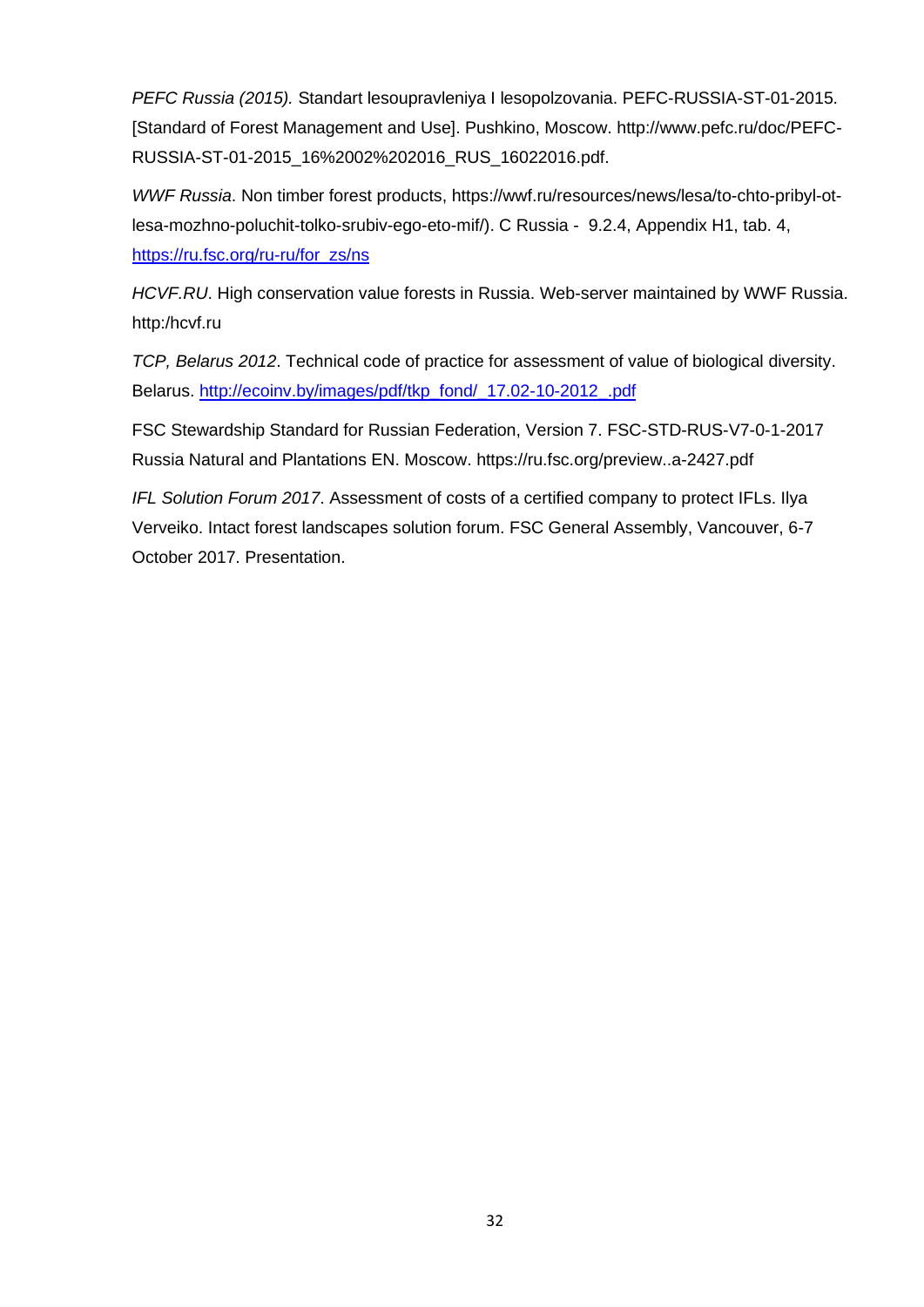*PEFC Russia (2015).* Standart lesoupravleniya I lesopolzovania. PEFC-RUSSIA-ST-01-2015. [Standard of Forest Management and Use]. Pushkino, Moscow. http://www.pefc.ru/doc/PEFC-RUSSIA-ST-01-2015_16%2002%202016_RUS_16022016.pdf.

*WWF Russia*. Non timber forest products, https://wwf.ru/resources/news/lesa/to-chto-pribyl-ot-lesa-mozhno-poluchit-tolko-srubiv-ego-eto-mif/). C Russia - 9.2.4, Appendix H1, tab. 4, https://ru.fsc.org/ru-ru/for_zs/ns

*HCVF.RU*. High conservation value forests in Russia. Web-server maintained by WWF Russia. http:/hcvf.ru

*TCP, Belarus 2012*. Technical code of practice for assessment of value of biological diversity. Belarus. http://ecoinv.by/images/pdf/tkp_fond/_17.02-10-2012_.pdf

FSC Stewardship Standard for Russian Federation, Version 7. FSC-STD-RUS-V7-0-1-2017 Russia Natural and Plantations EN. Moscow. https://ru.fsc.org/preview..a-2427.pdf

*IFL Solution Forum 2017*. Assessment of costs of a certified company to protect IFLs. Ilya Verveiko. Intact forest landscapes solution forum. FSC General Assembly, Vancouver, 6-7 October 2017. Presentation.